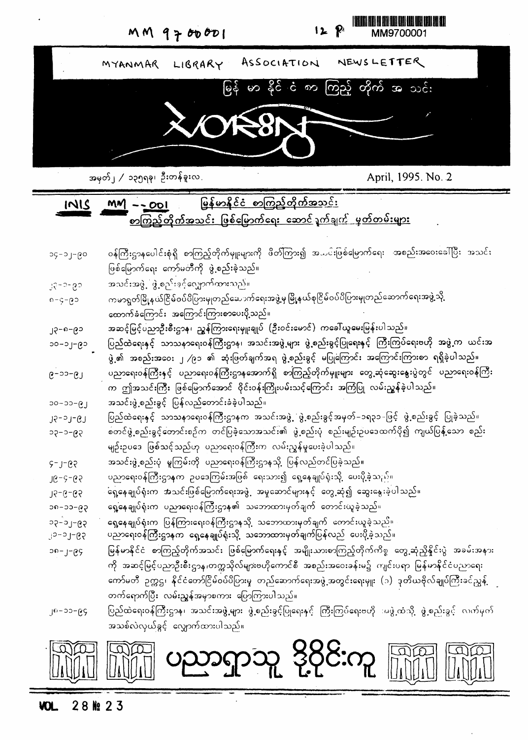MM 9700001 12 P MM9700001

MYANMAR LIBRARY ASSOCIATION NEWSLETTER

မြန် မာ နိုင် ငံ စာ ကြည့် တိုက် အ သင်း

အမှတ် ၂ / ၁၃၅၇ခု၊ ဦးတန်ခူးလ. April, 1995. No. 2

INIS MM --001

## မြန်မာနိုင်ငံ စာကြည့်တိုက်အသင်း
## စာကြည့်တိုက်အသင်း ဖြစ်မြောက်ရေး ဆောင်ရွက်ချက် မှတ်တမ်းများ

| | |
|---|---|
| ၁၄-၁၂-၉၀ | ဝန်ကြီးဌာနပေါင်းစုံရှိ စာကြည့်တိုက်မှူးများကို ဖိတ်ကြား၍ အသင်းဖြစ်မြောက်ရေး အစည်းအဝေးခေါ်ပြီး အသင်းဖြစ်မြောက်ရေး ကော်မတီကို ဖွဲ့စည်းခဲ့သည်။ |
| ၂၄-၁-၉၁ | အသင်းအဖွဲ့ ဖွဲ့စည်းခွင့်လျှောက်ထားသည်။ |
| ၈-၄-၉၁ | ကမာရွတ်မြို့နယ်ငြိမ်ဝပ်ပိပြားမှုတည်ဆောက်ရေးအဖွဲ့မှ မြို့နယ်စုငြိမ်ဝပ်ပိပြားမှုတည်ဆောက်ရေးအဖွဲ့သို့ ထောက်ခံကြောင်း အကြောင်းကြားစာပေးပို့သည်။ |
| ၂၃-၈-၉၁ | အဆင့်မြင့်ပညာဦးစီးဌာန၊ ညွှန်ကြားရေးမှူးချုပ် (ဦးဝင်းမောင်) ကခေါ်ယူမေးမြန်းပါသည်။ |
| ၁၀-၁၂-၉၁ | ပြည်ထဲရေးနှင့် သာသနာရေးဝန်ကြီးဌာန၊ အသင်းအဖွဲ့များ ဖွဲ့စည်းခွင့်ပြုရေးနှင့် ကြီးကြပ်ရေးဗဟို အဖွဲ့က ယင်းအဖွဲ့၏ အစည်းအဝေး ၂ /၉၁ ၏ ဆုံးဖြတ်ချက်အရ ဖွဲ့စည်းခွင့် မပြုကြောင်း အကြောင်းကြားစာ ရရှိခဲ့ပါသည်။ |
| ၉-၁၁-၉၂ | ပညာရေးဝန်ကြီးနှင့် ပညာရေးဝန်ကြီးဌာနအောက်ရှိ စာကြည့်တိုက်မှူးများ တွေ့ဆုံဆွေးနွေးပွဲတွင် ပညာရေးဝန်ကြီးက ဤအသင်းကြီး ဖြစ်မြောက်အောင် ဝိုင်းဝန်းကြိုးပမ်းသင့်ကြောင်း အကြံပြု လမ်းညွှန်ခဲ့ပါသည်။ |
| ၁၀-၁၁-၉၂ | အသင်းဖွဲ့စည်းခွင့် ပြန်လည်တောင်းခံခဲ့ပါသည်။ |
| ၂၃-၁၂-၉၂ | ပြည်ထဲရေးနှင့် သာသနာရေးဝန်ကြီးဌာနက အသင်းအဖွဲ့ ဖွဲ့စည်းခွင့်အမှတ်-၁၅၃၁-ဖြင့် ဖွဲ့စည်းခွင့် ပြုခဲ့သည်။ |
| ၁၃-၁-၉၃ | စတင်ဖွဲ့စည်းခွင့်တောင်းစဉ်က တင်ပြခဲ့သောအသင်း၏ ဖွဲ့စည်းပုံ စည်းမျဉ်းဥပဒေထက်ပို၍ ကျယ်ပြန့်သော စည်းမျဉ်းဥပဒေ ဖြစ်သင့်သည်ဟု ပညာရေးဝန်ကြီးက လမ်းညွှန်မှုပေးခဲ့ပါသည်။ |
| ၄-၂-၉၃ | အသင်းဖွဲ့စည်းပုံ မူကြမ်းကို ပညာရေးဝန်ကြီးဌာနသို့ ပြန်လည်တင်ပြခဲ့သည်။ |
| ၂၉-၄-၉၃ | ပညာရေးဝန်ကြီးဌာနက ဥပဒေကြမ်းအဖြစ် ရေးသား၍ ရှေ့နေချုပ်ရုံးသို့ ပေးပို့ခဲ့သည်။ |
| ၂၃-၉-၉၃ | ရှေ့နေချုပ်ရုံးက အသင်းဖြစ်မြောက်ရေးအဖွဲ့ အမှုဆောင်များနှင့် တွေ့ဆုံ၍ ဆွေးနွေးခဲ့ပါသည်။ |
| ၁၈-၁၁-၉၃ | ရှေ့နေချုပ်ရုံးက ပညာရေးဝန်ကြီးဌာန၏ သဘောထားမှတ်ချက် တောင်းယူခဲ့သည်။ |
| ၁၃-၁၂-၉၃ | ရှေ့နေချုပ်ရုံးက ပြန်ကြားရေးဝန်ကြီးဌာနသို့ သဘောထားမှတ်ချက် တောင်းယူခဲ့သည်။ |
| ၂၁-၁၂-၉၃ | ပညာရေးဝန်ကြီးဌာနက ရှေ့နေချုပ်ရုံးသို့ သဘောထားမှတ်ချက်ပြန်လည် ပေးပို့ခဲ့သည်။ |
| ၁၈-၂-၉၄ | မြန်မာနိုင်ငံ စာကြည့်တိုက်အသင်း ဖြစ်မြောက်ရေးနှင့် အမျိုးသားစာကြည့်တိုက်ကိစ္စ တွေ့ဆုံညှိနှိုင်းပွဲ အခမ်းအနားကို အဆင့်မြင့်ပညာဦးစီးဌာန၊တက္ကသိုလ်များဗဟိုကောင်စီ အစည်းအဝေးခန်းမ၌ ကျင်းပရာ မြန်မာနိုင်ငံပညာရေးကော်မတီ ဥက္ကဋ္ဌ၊ နိုင်ငံတော်ငြိမ်ဝပ်ပိပြားမှု တည်ဆောက်ရေးအဖွဲ့အတွင်းရေးမှူး (၁) ဒုတိယဗိုလ်ချုပ်ကြီးခင်ညွှန့် တက်ရောက်ပြီး လမ်းညွှန်အမှာစကား ပြောကြားပါသည်။ |
| ၂၈-၁၁-၉၄ | ပြည်ထဲရေးဝန်ကြီးဌာန၊ အသင်းအဖွဲ့များ ဖွဲ့စည်းခွင့်ပြုရေးနှင့် ကြီးကြပ်ရေးဗဟို အဖွဲ့ထံသို့ ဖွဲ့စည်းခွင့် လက်မှတ် အသစ်လဲလှယ်ခွင့် လျှောက်ထားပါသည်။ |

ပညာရှာသူ ဒို့ဝိုင်းကူ

VOL. 28 № 23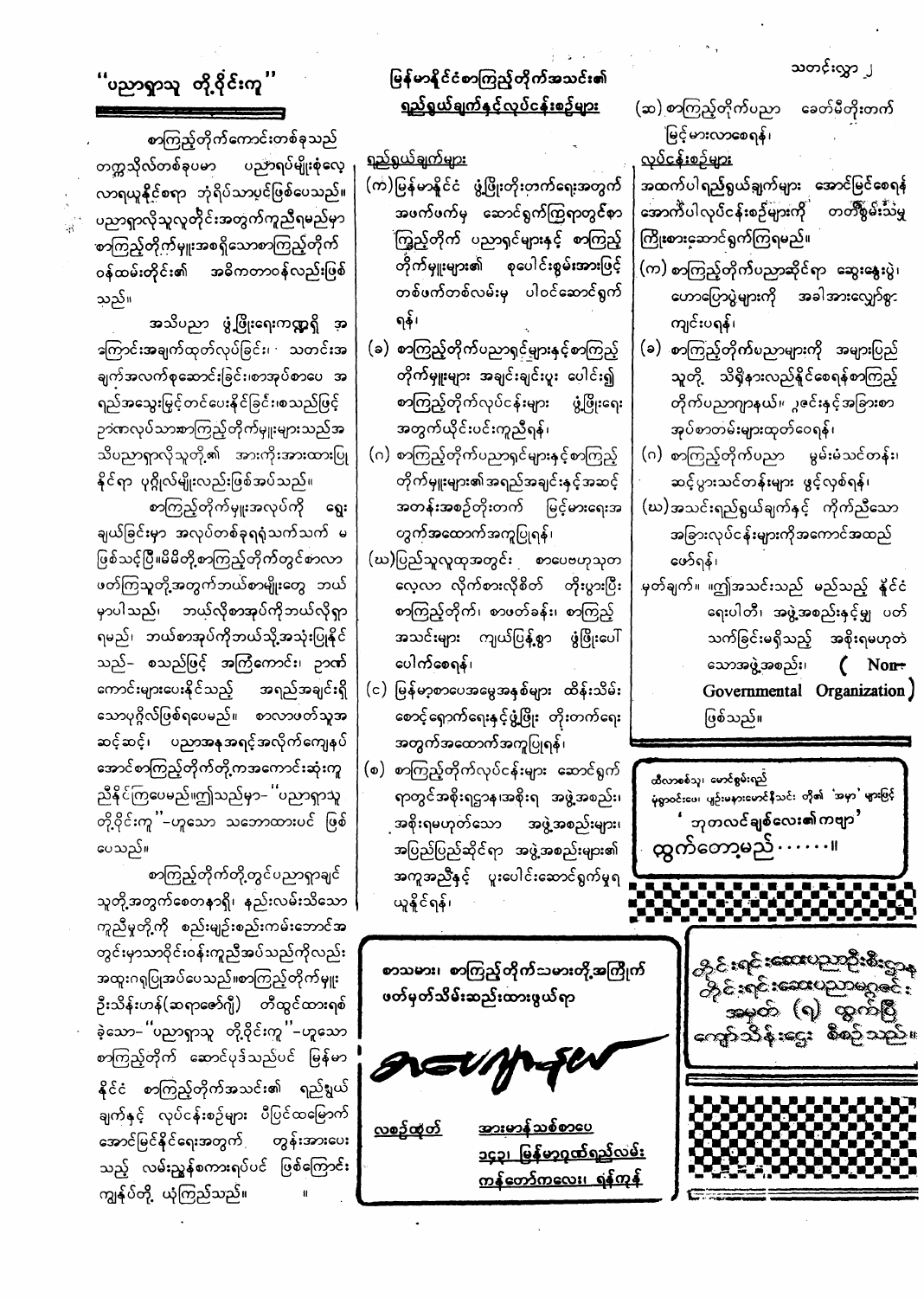## "ပညာရှာသူ တို့ဝိုင်းကူ"

စာကြည့်တိုက်ကောင်းတစ်ခုသည် တက္ကသိုလ်တစ်ခုပမာ ပညာရပ်မျိုးစုံလေ့လာရယူနိုင်စေရာ ဘုံရိပ်သာပင်ဖြစ်ပေသည်။ ပညာရှာလိုသူလူတိုင်းအတွက်ကူညီရမည်မှာ စာကြည့်တိုက်မှူးအစရှိသောစာကြည့်တိုက်ဝန်ထမ်းတိုင်း၏ အဓိကတာဝန်လည်းဖြစ်သည်။

အသိပညာ ဖွံ့ဖြိုးရေးကဏ္ဍရှိ အကြောင်းအချက်ထုတ်လုပ်ခြင်း၊ သတင်းအချက်အလက်စုဆောင်းခြင်း၊စာအုပ်စာပေ အရည်အသွေးမြှင့်တင်ပေးနိုင်ခြင်း၊စသည်ဖြင့် ဥဒါဟရုဏ်ပြုကြသည်ဖြစ်ရာ စာကြည့်တိုက်မှူးများသည်အသိပညာရှာလိုသူတို့၏ အားကိုးအားထားပြုနိုင်ရာ ပုဂ္ဂိုလ်မျိုးလည်းဖြစ်အပ်သည်။

စာကြည့်တိုက်မှူးအလုပ်ကို ရွေးချယ်ခြင်းမှာ အလုပ်တစ်ခုရရုံသက်သက် မဖြစ်သင့်ပြီ။မိမိတို့စာကြည့်တိုက်တွင်စာလာဖတ်ကြသူတို့အတွက်ဘယ်စာမျိုးတွေ ဘယ်မှာပါသည်၊ ဘယ်လိုစာအုပ်ကိုဘယ်လိုရှာရမည်၊ ဘယ်စာအုပ်ကိုဘယ်သို့အသုံးပြုနိုင်သည်- စသည်ဖြင့် အကြံကောင်း၊ ဉာဏ်ကောင်းများပေးနိုင်သည့် အရည်အချင်းရှိသောပုဂ္ဂိုလ်ဖြစ်ရပေမည်။ စာလာဖတ်သူအဆင်ဆင်၊ ပညာအနအရင့်အလိုက်ကျေနပ်အောင်စာကြည့်တိုက်တို့ကအကောင်းဆုံးကူညီနိုင်ကြပေမည်။ဤသည်မှာ- "ပညာရှာသူ တို့ဝိုင်းကူ"-ဟူသော သဘောထားပင် ဖြစ်ပေသည်။

စာကြည့်တိုက်တို့တွင်ပညာရှာချင်သူတို့အတွက်စေတနာရှိ၊ နည်းလမ်းသိသော ကူညီမှုတို့ကို စည်းမျဉ်းစည်းကမ်းဘောင်အတွင်းမှာသာဝိုင်းဝန်းကူညီအပ်သည်ကိုလည်း အထူးဂရုပြုအပ်ပေသည်။စာကြည့်တိုက်မှူးဦးသိန်းဟန်(ဆရာဇော်ဂျီ) တီထွင်ထားရစ်ခဲ့သော-"ပညာရှာသူ တို့ဝိုင်းကူ"-ဟူသော စာကြည့်တိုက် ဆောင်ပုဒ်သည်ပင် မြန်မာနိုင်ငံ စာကြည့်တိုက်အသင်း၏ ရည်မှန်းချက်နှင့် လုပ်ငန်းစဉ်များ ပီပြင်ထမြောက်အောင်မြင်နိုင်ရေးအတွက် တွန်းအားပေးသည့် လမ်းညွှန်စကားရပ်ပင် ဖြစ်ကြောင်း ကျွန်ုပ်တို့ ယုံကြည်သည်။

## မြန်မာနိုင်ငံစာကြည့်တိုက်အသင်း၏ ရည်ရွယ်ချက်နှင့်လုပ်ငန်းစဉ်များ

**ရည်ရွယ်ချက်များ**

(က) မြန်မာနိုင်ငံ ဖွံ့ဖြိုးတိုးတက်ရေးအတွက် အဖက်ဖက်မှ ဆောင်ရွက်ကြရာတွင်စာကြည့်တိုက် ပညာရှင်များနှင့် စာကြည့်တိုက်မှူးများ၏ စုပေါင်းစွမ်းအားဖြင့် တစ်ဖက်တစ်လမ်းမှ ပါဝင်ဆောင်ရွက်ရန်၊

(ခ) စာကြည့်တိုက်ပညာရှင်များနှင့်စာကြည့်တိုက်မှူးများ အချင်းချင်းပူး ပေါင်း၍ စာကြည့်တိုက်လုပ်ငန်းများ ဖွံ့ဖြိုးရေးအတွက်ယိုင်းပင်းကူညီရန်၊

(ဂ) စာကြည့်တိုက်ပညာရှင်များနှင့်စာကြည့်တိုက်မှူးများ၏အရည်အချင်းနှင့်အဆင့်အတန်းအစဉ်တိုးတက် မြင့်မားရေးအတွက်အထောက်အကူပြုရန်၊

(ဃ) ပြည်သူလူထုအတွင်း စာပေဗဟုသုတလေ့လာ လိုက်စားလိုစိတ် တိုးပွားပြီး စာကြည့်တိုက်၊ စာဖတ်ခန်း၊ စာကြည့်အသင်းများ ကျယ်ပြန့်စွာ ဖွံ့ဖြိုးပေါ်ပေါက်စေရန်၊

(င) မြန်မာ့စာပေအမွေအနှစ်များ ထိန်းသိမ်းစောင့်ရှောက်ရေးနှင့်ဖွံ့ဖြိုး တိုးတက်ရေးအတွက်အထောက်အကူပြုရန်၊

(စ) စာကြည့်တိုက်လုပ်ငန်းများ ဆောင်ရွက်ရာတွင်အစိုးရဌာန၊အစိုးရ အဖွဲ့အစည်း၊ အစိုးရမဟုတ်သော အဖွဲ့အစည်းများ၊ အပြည်ပြည်ဆိုင်ရာ အဖွဲ့အစည်းများ၏ အကူအညီနှင့် ပူးပေါင်းဆောင်ရွက်မှုရယူနိုင်ရန်၊

(ဆ) စာကြည့်တိုက်ပညာ ခေတ်မီတိုးတက်မြင့်မားလာစေရန်၊

**လုပ်ငန်းစဉ်များ**

အထက်ပါရည်ရွယ်ချက်များ အောင်မြင်စေရန် အောက်ပါလုပ်ငန်းစဉ်များကို တတ်စွမ်းသမျှ ကြိုးစားဆောင်ရွက်ကြရမည်။

(က) စာကြည့်တိုက်ပညာဆိုင်ရာ ဆွေးနွေးပွဲ၊ ဟောပြောပွဲများကို အခါအားလျော်စွာ ကျင်းပရန်၊

(ခ) စာကြည့်တိုက်ပညာများကို အများပြည်သူတို့ သိရှိနားလည်နိုင်စေရန်စာကြည့်တိုက်ပညာဂျာနယ်၊ ဂျာနယ်နှင့်အခြားစာအုပ်စာတမ်းများထုတ်ဝေရန်၊

(ဂ) စာကြည့်တိုက်ပညာ မွမ်းမံသင်တန်း၊ ဆင့်ပွားသင်တန်းများ ဖွင့်လှစ်ရန်၊

(ဃ) အသင်းရည်ရွယ်ချက်နှင့် ကိုက်ညီသော အခြားလုပ်ငန်းများကိုအကောင်အထည်ဖော်ရန်၊

မှတ်ချက်။ ။ဤအသင်းသည် မည်သည့် နိုင်ငံရေးပါတီ၊ အဖွဲ့အစည်းနှင့်မျှ ပတ်သက်ခြင်းမရှိသည့် အစိုးရမဟုတ်သောအဖွဲ့အစည်း၊ ( Non-Governmental Organization) ဖြစ်သည်။

---

ထီလာစစ်သူ၊ မောင်စွမ်းရည်
မုံရွာဝင်းပေ၊ ပျဉ်းမနားမောင်စိန်သင်း တို့၏ 'အမှာ' များဖြင့်

**' ဘုတလင်ချစ်လေး၏ကဗျာ '**

**ထွက်တော့မည်......။**

---

တွင်းရှင်းဆေးပညာဦးစီးဌာန
တွင်းရှင်းဆေးပညာမဂ္ဂဇင်း
အမှတ် (၈) ထွက်ပြီ
ကျော်သိန်းဌေး စီစဉ်သည်။

---

စာသမား၊ စာကြည့်တိုက်သမားတို့အကြိုက်
ဖတ်မှတ်သိမ်းဆည်းထားဖွယ်ရာ

**လစဉ်ထုတ်** **အားမာန်သစ်စာပေ**
**၁၄၃၊ မြန်မာ့ဂုဏ်ရည်လမ်း၊**
**ကန်တော်ကလေး၊ ရန်ကုန်**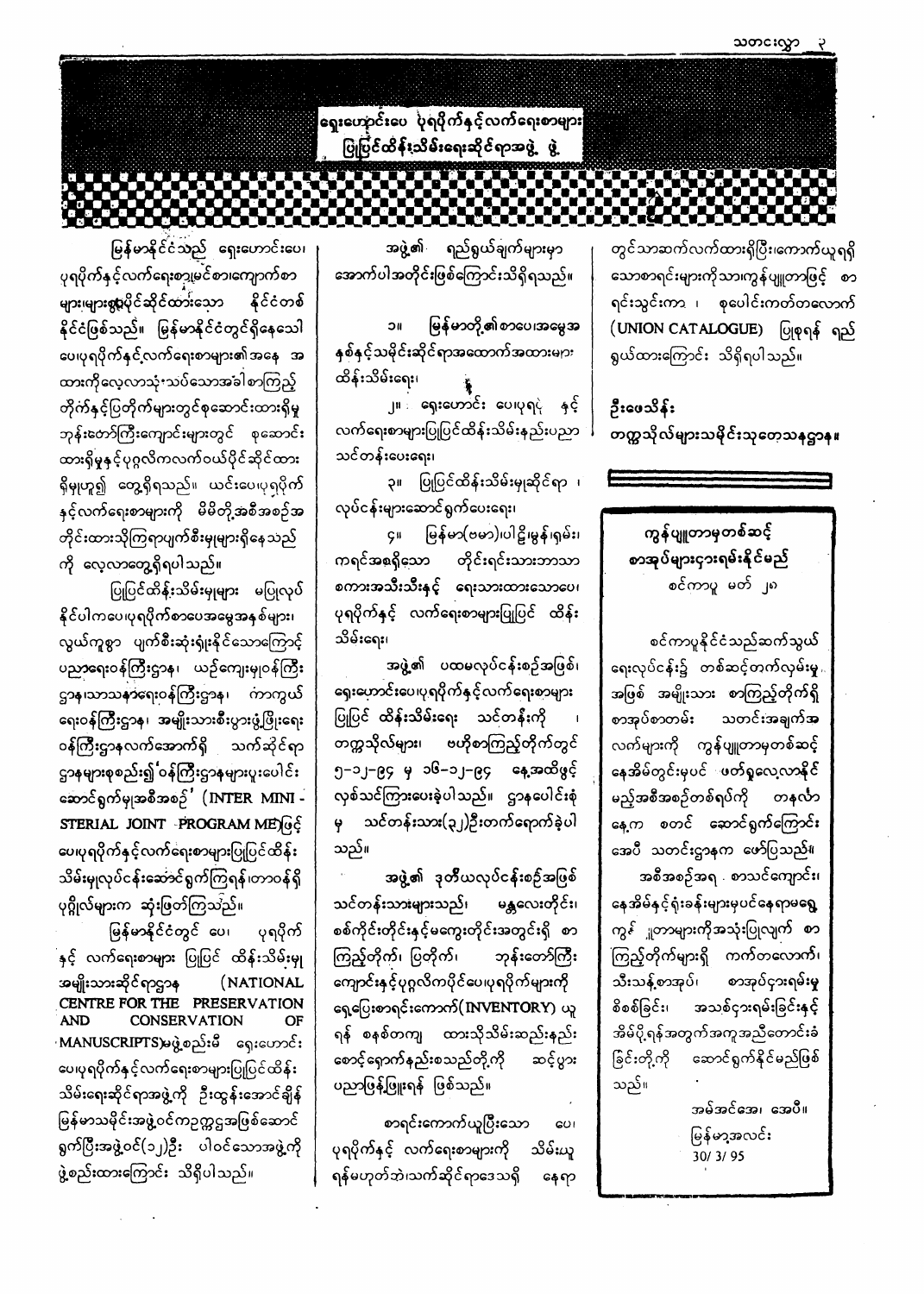## ရှေးဟောင်းပေ ပုရပိုက်နှင့်လက်ရေးစာများ ပြုပြင်ထိန်းသိမ်းရေးဆိုင်ရာအဖွဲ့ ဖွဲ့

မြန်မာနိုင်ငံသည် ရှေးဟောင်းပေ၊ ပုရပိုက်နှင့်လက်ရေးစာမူမြင်စာကျောက်စာများများစွာပိုင်ဆိုင်ထားသော နိုင်ငံတစ်နိုင်ငံဖြစ်သည်။ မြန်မာနိုင်ငံတွင်ရှိနေသော ပေပုရပိုက်နှင့်လက်ရေးစာများ၏အနေ အထားကိုလေ့လာသုံးသပ်သောအခါ စာကြည့်တိုက်နှင့်ပြတိုက်များတွင်စုဆောင်းထားရှိမှု ဘုန်းတော်ကြီးကျောင်းများတွင် စုဆောင်းထားရှိမှုနှင့်ပုဂ္ဂလိကလက်ဝယ်ပိုင်ဆိုင်ထားရှိမှုဟူ၍ တွေ့ရှိရသည်။ ယင်းပေပုရပိုက်နှင့်လက်ရေးစာများကို မိမိတို့အစီအစဉ်အတိုင်းထားသိုကြရာပျက်စီးမှုများရှိနေသည်ကို လေ့လာတွေ့ရှိရပါသည်။

ပြုပြင်ထိန်းသိမ်းမှုများ မပြုလုပ်နိုင်ပါကပေပုရပိုက်စာပေအမွေအနှစ်များ၊ လွယ်ကူစွာ ပျက်စီးဆုံးရှုံးနိုင်သောကြောင့် ပညာရေးဝန်ကြီးဌာန၊ ယဉ်ကျေးမှုဝန်ကြီးဌာန၊ သာသနာရေးဝန်ကြီးဌာန၊ ကာကွယ်ရေးဝန်ကြီးဌာန၊ အမျိုးသားစီမံကိန်းနှင့်စီးပွားဖွံ့ဖြိုးရေးဝန်ကြီးဌာနလက်အောက်ရှိ သက်ဆိုင်ရာဌာနများစုစည်း၍ 'ဝန်ကြီးဌာနများပူးပေါင်းဆောင်ရွက်မှုအစီအစဉ်' (INTER MINI-STERIAL JOINT PROGRAM ME)ဖြင့် ပေပုရပိုက်နှင့်လက်ရေးစာများပြုပြင်ထိန်းသိမ်းမှုလုပ်ငန်းဆောင်ရွက်ကြရန် တာဝန်ရှိပုဂ္ဂိုလ်များက ဆုံးဖြတ်ကြသည်။

မြန်မာနိုင်ငံတွင် ပေ၊ ပုရပိုက်နှင့် လက်ရေးစာများ ပြုပြင် ထိန်းသိမ်းမှုအမျိုးသားဆိုင်ရာဌာန (NATIONAL CENTRE FOR THE PRESERVATION AND CONSERVATION OF MANUSCRIPTS)ဖွဲ့စည်းမီ ရှေးဟောင်းပေပုရပိုက်နှင့်လက်ရေးစာများပြုပြင်ထိန်းသိမ်းရေးဆိုင်ရာအဖွဲ့ကို ဦးထွန်းအောင်ချိန် မြန်မာသမိုင်းအဖွဲ့ဝင်ကဥက္ကဋ္ဌအဖြစ်ဆောင်ရွက်ပြီးအဖွဲ့ဝင်(၁၂)ဦး ပါဝင်သောအဖွဲ့ကို ဖွဲ့စည်းထားကြောင်း သိရှိပါသည်။

အဖွဲ့၏ ရည်ရွယ်ချက်များမှာ အောက်ပါအတိုင်းဖြစ်ကြောင်းသိရှိရသည်။

၁။ မြန်မာတို့၏စာပေအမွေအနှစ်နှင့်သမိုင်းဆိုင်ရာအထောက်အထားများ ထိန်းသိမ်းရေး၊

၂။ ရှေးဟောင်း ပေပုရပိုက် နှင့် လက်ရေးစာများပြုပြင်ထိန်းသိမ်းနည်းပညာ သင်တန်းပေးရေး၊

၃။ ပြုပြင်ထိန်းသိမ်းမှုဆိုင်ရာ လုပ်ငန်းများဆောင်ရွက်ပေးရေး၊

၄။ မြန်မာ(ဗမာ)ပါဠိမွန်ရှမ်းကရင်အစရှိသော တိုင်းရင်းသားဘာသာစကားအသီးသီးနှင့် ရေးသားထားသောပေ၊ ပုရပိုက်နှင့် လက်ရေးစာများပြုပြင် ထိန်းသိမ်းရေး၊

အဖွဲ့၏ ပထမလုပ်ငန်းစဉ်အဖြစ်၊ ရှေးဟောင်းပေပုရပိုက်နှင့်လက်ရေးစာများ ပြုပြင် ထိန်းသိမ်းရေး သင်တန်းကို တက္ကသိုလ်များ ဗဟိုစာကြည့်တိုက်တွင် ၅-၁၂-၉၄ မှ ၁၆-၁၂-၉၄ နေ့အထိဖွင့်လှစ်သင်ကြားပေးခဲ့ပါသည်။ ဌာနပေါင်းစုံမှ သင်တန်းသား(၃၂)ဦးတက်ရောက်ခဲ့ပါသည်။

အဖွဲ့၏ ဒုတိယလုပ်ငန်းစဉ်အဖြစ် သင်တန်းသားများသည်၊ မန္တလေးတိုင်း၊ စစ်ကိုင်းတိုင်းနှင့်မကွေးတိုင်းအတွင်းရှိ စာကြည့်တိုက်၊ ပြတိုက်၊ ဘုန်းတော်ကြီးကျောင်းနှင့်ပုဂ္ဂလိကပိုင်ပေပုရပိုက်များကို ရှေ့ပြေးစာရင်းကောက်(INVENTORY) ယူရန် စနစ်တကျ ထားသိုသိမ်းဆည်းနည်း စောင့်ရှောက်နည်းစသည်တို့ကို ဆင့်ပွားပညာဖြန့်ဖြူးရန် ဖြစ်သည်။

စာရင်းကောက်ယူပြီးသော ပေ၊ ပုရပိုက်နှင့် လက်ရေးစာများကို သိမ်းယူရန်မဟုတ်ဘဲသက်ဆိုင်ရာဒေသရှိ နေရာတွင်သာဆက်လက်ထားရှိပြီးကောက်ယူရရှိသောစာရင်းများကိုသာကွန်ပျူတာဖြင့် စာရင်းသွင်းကာ ၊ စုပေါင်းကတ်တလောက် (UNION CATALOGUE) ပြုစုရန် ရည်ရွယ်ထားကြောင်း သိရှိရပါသည်။

**ဦးဖေသိန်း**
**တက္ကသိုလ်များသမိုင်းသုတေသနဌာန။**

---

### ကွန်ပျူတာမှတစ်ဆင့် စာအုပ်များငှားရမ်းနိုင်မည်

စင်ကာပူ မတ် ၂၈

စင်ကာပူနိုင်ငံသည်ဆက်သွယ်ရေးလုပ်ငန်း၌ တစ်ဆင့်တက်လှမ်းမှုအဖြစ် အမျိုးသား စာကြည့်တိုက်ရှိ စာအုပ်စာတမ်း သတင်းအချက်အလက်များကို ကွန်ပျူတာမှတစ်ဆင့်နေအိမ်တွင်းမှပင် ဖတ်ရှုလေ့လာနိုင်မည့်အစီအစဉ်တစ်ရပ်ကို တနင်္လာနေ့က စတင် ဆောင်ရွက်ကြောင်း အေပီ သတင်းဌာနက ဖော်ပြသည်။

အစီအစဉ်အရ စာသင်ကျောင်း၊ နေအိမ်နှင့်ရုံးခန်းများမှပင်နေရာမရွေ့ ကွန်ပျူတာများကိုအသုံးပြုလျက် စာကြည့်တိုက်များရှိ ကက်တလောက်၊ သီးသန့်စာအုပ်၊ စာအုပ်ငှားရမ်းမှု စိစစ်ခြင်း၊ အသစ်ငှားရမ်းခြင်းနှင့် အိမ်ပို့ရန်အတွက်အကူအညီတောင်းခံခြင်းတို့ကို ဆောင်ရွက်နိုင်မည်ဖြစ်သည်။

အမ်အင်အေ၊ အေပီ။
မြန်မာ့အလင်း
30/ 3/ 95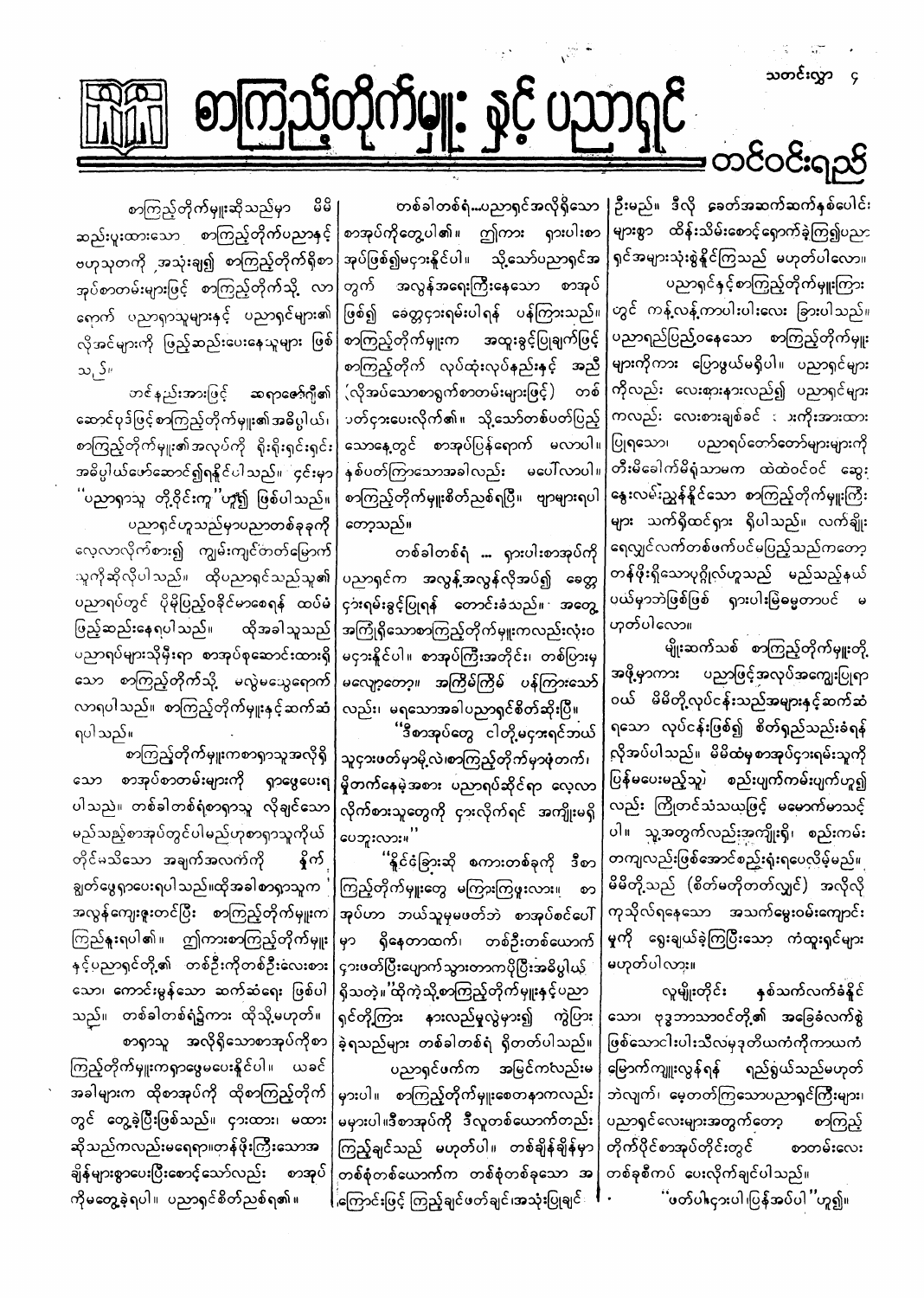# စာကြည့်တိုက်မှူး နှင့် ပညာရှင်

တင်ဝင်းရည်

စာကြည့်တိုက်မှူးဆိုသည်မှာ မိမိဆည်းပူးထားသော စာကြည့်တိုက်ပညာနှင့် ဗဟုသုတကို အသုံးချ၍ စာကြည့်တိုက်ရှိစာအုပ်စာတမ်းများဖြင့် စာကြည့်တိုက်သို့ လာရောက် ပညာရှာသူများနှင့် ပညာရှင်များ၏ လိုအင်များကို ဖြည့်ဆည်းပေးနေသူများ ဖြစ်သည်။

တင်နည်းအားဖြင့် ဆရာဇော်ဂျီ၏ ဆောင်ပုဒ်ဖြင့် စာကြည့်တိုက်မှူး၏ အဓိပ္ပါယ်၊ စာကြည့်တိုက်မှူး၏ အလုပ်ကို ရိုးရိုးရှင်းရှင်း အဓိပ္ပါယ်ဖော်ဆောင်၍ ရနိုင်ပါသည်။ ၎င်းမှာ "ပညာရှာသူ တို့ဝိုင်းကူ" ဟူ၍ ဖြစ်ပါသည်။

ပညာရှင်ဟူသည်မှာ ပညာတစ်ခုခုကို လေ့လာလိုက်စား၍ ကျမ်းကျင်တတ်မြောက်သူကို ဆိုလိုပါသည်။ ထိုပညာရှင်သည် သူ၏ ပညာရပ်တွင် ပိုမိုပြည့်ဝနိုင်စေရန် ထပ်မံဖြည့်ဆည်းနေရပါသည်။ ထိုအခါ သူသည် ပညာရပ်များသိုမှီးရာ စာအုပ်စုဆောင်းထားရှိသော စာကြည့်တိုက်သို့ မလွဲမသွေရောက်လာရပါသည်။ စာကြည့်တိုက်မှူးနှင့် ဆက်ဆံရပါသည်။

စာကြည့်တိုက်မှူးက စာရှာသူ အလိုရှိသော စာအုပ်စာတမ်းများကို ရှာဖွေပေးရပါသည်။ တစ်ခါတစ်ရံ စာရှာသူ လိုချင်သော မည်သည့်စာအုပ်တွင် ပါမည်ဟု စာရှာသူကိုယ်တိုင် မသိသော အချက်အလက်ကို နိုက်ချွတ်ဖွေရှာပေးရပါသည်။ ထိုအခါ စာရှာသူက အလွန်ကျေးဇူးတင်ပြီး စာကြည့်တိုက်မှူးက ကြည်နူးရပါ၏။ ဤကား စာကြည့်တိုက်မှူးနှင့် ပညာရှင်တို့၏ တစ်ဦးကိုတစ်ဦး လေးစားသော၊ ကောင်းမွန်သော ဆက်ဆံရေး ဖြစ်ပါသည်။ တစ်ခါတစ်ရံ၌ကား ထိုသို့မဟုတ်။

စာရှာသူ အလိုရှိသော စာအုပ်ကို စာကြည့်တိုက်မှူးက ရှာဖွေမပေးနိုင်ပါ။ ယခင်အခါများက ထိုစာအုပ်ကို ထိုစာကြည့်တိုက်တွင် တွေ့ခဲ့ပြီးဖြစ်သည်။ ငှားယူ၊ မထားဆိုသည်ကလည်း မရေရာ။ တန်ဖိုးကြီးသော ချိန်များစွာပေးပြီးစောင့်သော်လည်း စာအုပ်ကို မတွေ့ခဲ့ရပါ။ ပညာရှင်စိတ်ညစ်ရ၏။

တစ်ခါတစ်ရံ... ပညာရှင်အလိုရှိသော စာအုပ်ကိုတွေ့ပါ၏။ ဤကား ရှားပါးစာအုပ်ဖြစ်၍ မငှားနိုင်ပါ။ သို့သော် ပညာရှင်အတွက် အလွန်အရေးကြီးနေသော စာအုပ်ဖြစ်၍ ခေတ္တငှားရမ်းပါရန် ပန်ကြားသည်။ စာကြည့်တိုက်မှူးက အထူးခွင့်ပြုချက်ဖြင့် စာကြည့်တိုက် လုပ်ထုံးလုပ်နည်းနှင့် အညီ (လိုအပ်သော စာရွက်စာတမ်းများဖြင့်) တစ်ပတ်ငှားပေးလိုက်၏။ သို့သော် တစ်ပတ်ပြည့်သောနေ့တွင် စာအုပ်ပြန်ရောက် မလာပါ။ နှစ်ပတ်ကြာသောအခါလည်း မပေါ်လာပါ။ စာကြည့်တိုက်မှူးစိတ်ညစ်ရပြီ။ ဗျာများရပါတော့သည်။

တစ်ခါတစ်ရံ ... ရှားပါးစာအုပ်ကို ပညာရှင်က အလွန်အလွန်လိုအပ်၍ ခေတ္တငှားရမ်းခွင့်ပြုရန် တောင်းခံသည်။ အတွေ့အကြုံရှိသော စာကြည့်တိုက်မှူးကလည်း လုံးဝမငှားနိုင်ပါ။ စာအုပ်ကြီးအတိုင်း၊ တစ်ပြားမှ မလျော့တော့။ အကြိမ်ကြိမ် ပန်ကြားသော်လည်း မရသောအခါ ပညာရှင်စိတ်ဆိုးပြီ။

"ဒီစာအုပ်တွေ ငါတို့မငှားရင် ဘယ်သူငှားဖတ်မှာမို့လဲ။ စာကြည့်တိုက်မှာဖုံတက်၊ မှိုတက်နေမဲ့အစား ပညာရပ်ဆိုင်ရာ လေ့လာလိုက်စားသူတွေကို ငှားလိုက်ရင် အကျိုးမရှိပေဘူးလား။"

"နိုင်ငံခြားဆို စကားတစ်ခုကို ဒီစာကြည့်တိုက်မှူးတွေ မကြားကြဖူးလား။ စာအုပ်ဟာ ဘယ်သူမှမဖတ်ဘဲ စာအုပ်စင်ပေါ်မှာ ရှိနေတာထက်၊ တစ်ဦးတစ်ယောက် ငှားဖတ်ပြီးပျောက်သွားတာက ပိုပြီးအဓိပ္ပါယ်ရှိသတဲ့။" ထိုကဲ့သို့ စာကြည့်တိုက်မှူးနှင့် ပညာရှင်တို့ကြား နားလည်မှုလွဲမှားများ၍ ကွဲပြားခဲ့ရသည်များ တစ်ခါတစ်ရံ ရှိတတ်ပါသည်။

ပညာရှင်ဖက်က အမြင်ကလည်း မမှားပါ။ စာကြည့်တိုက်မှူးဖောနာကလည်း မမှားပါ။ ဒီစာအုပ်ကို ဒီလူတစ်ယောက်တည်း ကြည့်ချင်သည် မဟုတ်ပါ။ တစ်ချိန်ချိန်မှာ တစ်စုံတစ်ယောက်က တစ်စုံတစ်ခုသော အကြောင်းဖြင့် ကြည့်ချင်ဖတ်ချင် အသုံးပြုချင်ဦးမည်။ ဒီလို ခေတ်အဆက်ဆက်နှစ်ပေါင်းများစွာ ထိန်းသိမ်းစောင့်ရှောက်ခဲ့ကြ၍ ပညာရှင်အများ သုံးစွဲနိုင်ကြသည် မဟုတ်ပါလော။

ပညာရှင်နှင့် စာကြည့်တိုက်မှူးကြားတွင် ကန့်လန့်ကာပါးပါးလေး ခြားပါသည်။ ပညာရည်ပြည့်ဝနေသော စာကြည့်တိုက်မှူးများကိုကား ပြောဖွယ်မရှိပါ။ ပညာရှင်များကိုလည်း လေးစားနားလည်၍ ပညာရှင်များကလည်း လေးစားချစ်ခင် အားကိုးအားထားပြုရသော၊ ပညာရပ်တော်တော်များများကို တီးမိခေါက်မိရုံသာမက ထဲထဲဝင်ဝင် ဆွေးနွေးလမ်းညွှန်နိုင်သော စာကြည့်တိုက်မှူးကြီးများ သက်ရှိထင်ရှား ရှိပါသည်။ လက်ချိုးရေတွက်တစ်ဖက်ပင် မပြည့်သည်ကတော့ တန်ဖိုးရှိသော ပုဂ္ဂိုလ်ဟူသည် မည်သည့်နယ်ပယ်မှာဘဲဖြစ်ဖြစ် ရှားပါးမြဲမဟုတ်ပါပေ မဟုတ်ပါလော။

မျိုးဆက်သစ် စာကြည့်တိုက်မှူးတို့အဖို့မှာကား ပညာဖြင့် အလုပ်အကျွေးပြုရာဝယ် မိမိတို့လုပ်ငန်းသည် အများနှင့်ဆက်ဆံရသော လုပ်ငန်းဖြစ်၍ စိတ်ရှည်သည်းခံရန် လိုအပ်ပါသည်။ မိမိထံမှ စာအုပ်ငှားရမ်းသူကို ပြန်မပေးမည့်သူ၊ စည်းပျက်ကမ်းပျက်ဟူ၍လည်း ကြိုတင်သံသယဖြင့် မမောက်မာသင့်ပါ။ သူ့အတွက်လည်း အကျိုးရှိ၊ စည်းကမ်းတကျလည်းဖြစ်အောင် စည်းရုံးရပေလိမ့်မည်။ မိမိတို့သည် (စိတ်မတိုတတ်လျှင်) အလိုလိုကုသိုလ်ရနေသော အသက်မွေးဝမ်းကျောင်းမှုကို ရွေးချယ်ခဲ့ကြပြီးသော ကံထူးရှင်များ မဟုတ်ပါလား။

လူမျိုးတိုင်း နှစ်သက်လက်ခံနိုင်သော၊ ဗုဒ္ဓဘာသာဝင်တို့၏ အခြေခံလက်စွဲဖြစ်သော ငါးပါးသီလမှ ဒုတိယကံကိုကာယကံမြောက်ကျူးလွန်ရန် ရည်ရွယ်သည်မဟုတ်ဘဲ လျက်၊ မေ့တတ်ကြသော ပညာရှင်ကြီးများ၊ ပညာရှင်လေးများအတွက်တော့ စာကြည့်တိုက်ပိုင်စာအုပ်တိုင်းတွင် စာတမ်းလေးတစ်ခုစီကပ် ပေးလိုက်ချင်ပါသည်။

"ဖတ်ပါ ငှားပါ ပြန်အပ်ပါ" ဟူ၍။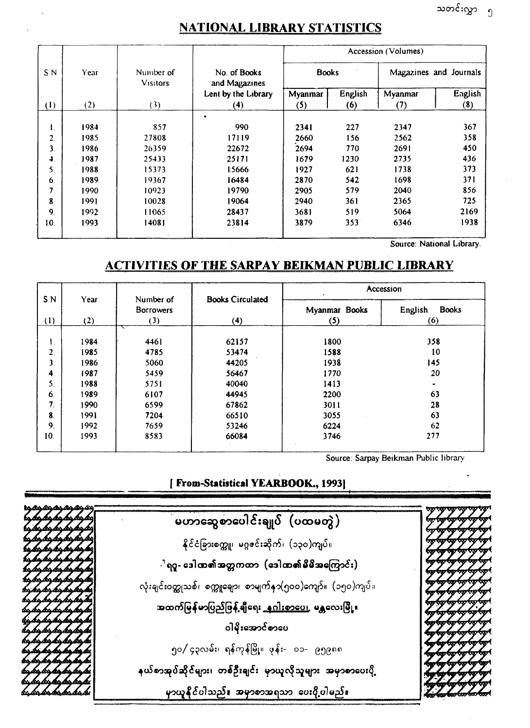## NATIONAL LIBRARY STATISTICS

| S N | Year | Number of Visitors | No. of Books and Magazines Lent by the Library | Accession (Volumes) | | | |
|---|---|---|---|---|---|---|---|
| | | | | Books | | Magazines and Journals | |
| | | | | Myanmar | English | Myanmar | English |
| (1) | (2) | (3) | (4) | (5) | (6) | (7) | (8) |
| 1. | 1984 | 857 | 990 | 2341 | 227 | 2347 | 367 |
| 2. | 1985 | 27808 | 17119 | 2660 | 156 | 2562 | 358 |
| 3. | 1986 | 26359 | 22672 | 2694 | 770 | 2691 | 450 |
| 4. | 1987 | 25433 | 25171 | 1679 | 1230 | 2735 | 436 |
| 5. | 1988 | 15373 | 15666 | 1927 | 621 | 1738 | 373 |
| 6. | 1989 | 19367 | 16484 | 2870 | 542 | 1698 | 371 |
| 7. | 1990 | 10923 | 19790 | 2905 | 579 | 2040 | 856 |
| 8. | 1991 | 10028 | 19064 | 2940 | 361 | 2365 | 725 |
| 9. | 1992 | 11065 | 28437 | 3681 | 519 | 5064 | 2169 |
| 10. | 1993 | 14081 | 23814 | 3879 | 353 | 6346 | 1938 |

Source: National Library.

## ACTIVITIES OF THE SARPAY BEIKMAN PUBLIC LIBRARY

| S.N | Year | Number of Borrowers | Books Circulated | Accession | |
|---|---|---|---|---|---|
| | | | | Myanmar Books | English Books |
| (1) | (2) | (3) | (4) | (5) | (6) |
| 1. | 1984 | 4461 | 62157 | 1800 | 358 |
| 2. | 1985 | 4785 | 53474 | 1588 | 10 |
| 3. | 1986 | 5060 | 44205 | 1938 | 145 |
| 4. | 1987 | 5459 | 56467 | 1770 | 20 |
| 5. | 1988 | 5751 | 40040 | 1413 | - |
| 6. | 1989 | 6107 | 44945 | 2200 | 63 |
| 7. | 1990 | 6599 | 67862 | 3011 | 28 |
| 8. | 1991 | 7204 | 66510 | 3055 | 63 |
| 9. | 1992 | 7659 | 53246 | 6224 | 62 |
| 10. | 1993 | 8583 | 66084 | 3746 | 277 |

Source: Sarpay Beikman Public library.

**[ From-Statistical YEARBOOK., 1993]**

**မဟာဆွေစာပေါင်းချုပ် (ပထမတွဲ)**

နိုင်ငံခြားစက္ကူ၊ မဂ္ဂဇင်းဆိုက်၊ (၁၃၀)ကျပ်။

**ရှု- ဒေါ်ထာ၏အတွက္ကထာ (ဒေါ်ထာ၏မိမိအကြောင်း)**

လုံးချင်းဝတ္ထုသစ်၊ စက္ကူဖြူ၊ စာမျက်နှာ(၅၀၀)ကျော်။ (၁၅၀)ကျပ်။

**အထက်မြန်မာပြည်ဖြန့်ချိရေး နဂါးစာပေ၊ မန္တလေးမြို့။**

**ဝါမိုးအောင်စာပေ**

၅၀/ ၄၃လမ်း၊ ရန်ကုန်မြို့။ ဖုန်း- ၀၁- ၉၅၉၈၈

**နယ်စာအုပ်ဆိုင်များ၊ တစ်ဦးချင်း မှာယူလိုသူများ အမှာစာပေးပို့မှာယူနိုင်ပါသည်။ အမှာစာအရသာ ပေးပို့ပါမည်။**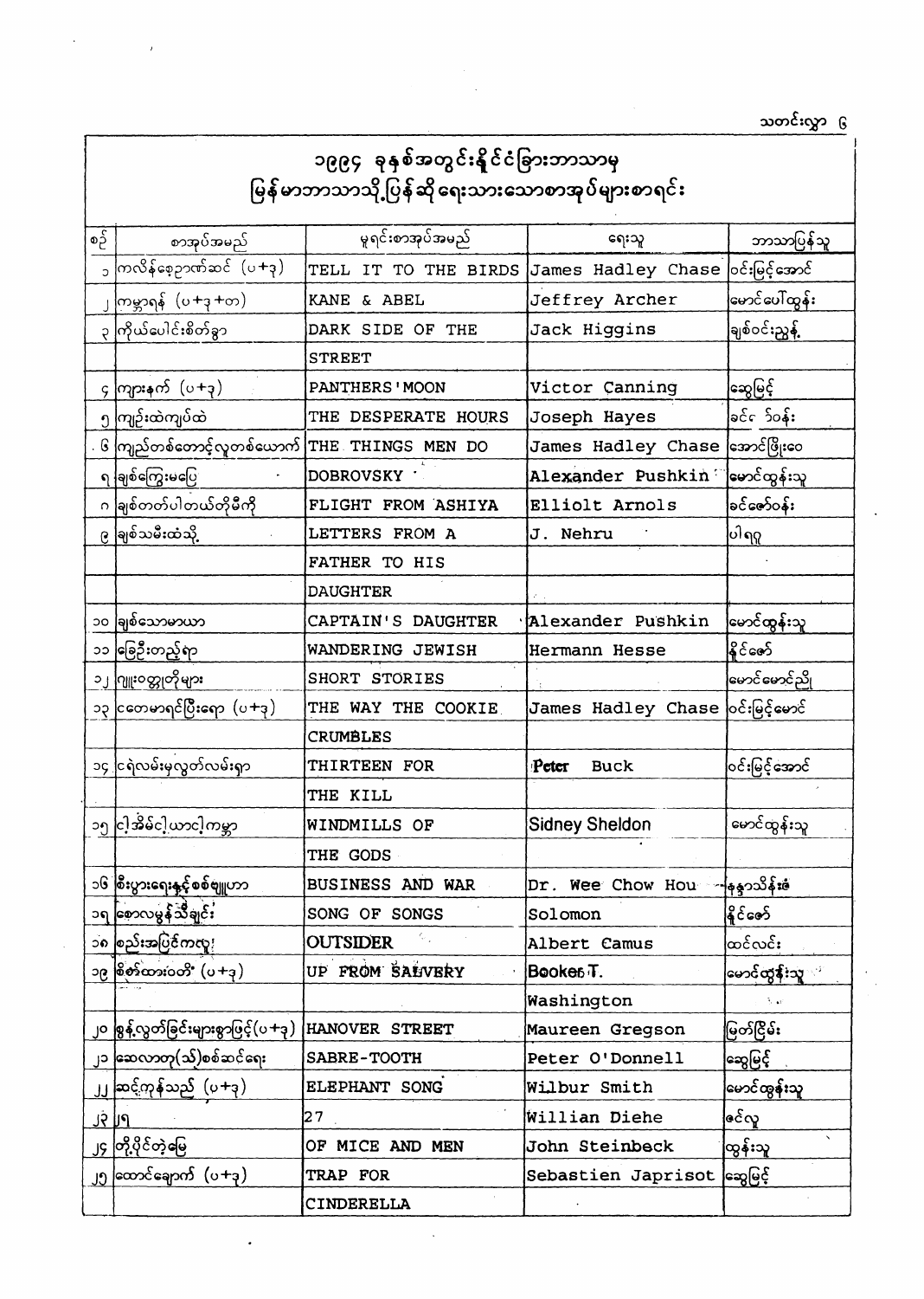# ၁၉၉၄ ခုနှစ်အတွင်းနိုင်ငံခြားဘာသာမှ မြန်မာဘာသာသို့ပြန်ဆိုရေးသားသောစာအုပ်များစာရင်း

| စဉ် | စာအုပ်အမည် | မူရင်းစာအုပ်အမည် | ရေးသူ | ဘာသာပြန်သူ |
|---|---|---|---|---|
| ၁ | ကလိန်ဇေ့ဥက္ကာဆင် (ပ+၃) | TELL IT TO THE BIRDS | James Hadley Chase | ဝင်းမြင့်အောင် |
| ၂ | ကမ္ဘာရန် (ပ+၃+တ) | KANE & ABEL | Jeffrey Archer | မောင်ပေါ်ထွန်း |
| ၃ | ကိုယ်ပေါင်းစိတ်ခွာ | DARK SIDE OF THE STREET | Jack Higgins | ချစ်ဝင်းညွန့် |
| ၄ | ကျားနက် (ပ+၃) | PANTHERS'MOON | Victor Canning | ဆွေမြင့် |
| ၅ | ကျဉ်းထဲကျပ်ထဲ | THE DESPERATE HOURS | Joseph Hayes | ခင်ဇော်ဝင်း |
| ၆ | ကျည်တစ်တောင့်လူတစ်ယောက် | THE THINGS MEN DO | James Hadley Chase | အောင်ဖြိုးဝေ |
| ၇ | ချစ်ကြွေးမပြေ | DOBROVSKY | Alexander Pushkin | မောင်ထွန်းသူ |
| ၈ | ချစ်တတ်ပါတယ်တိုမီကို | FLIGHT FROM ASHIYA | Elliolt Arnols | ခင်ဇော်ဝင်း |
| ၉ | ချစ်သမီးထံသို့ | LETTERS FROM A FATHER TO HIS DAUGHTER | J. Nehru | ပါရဂူ |
| ၁၀ | ချစ်သောမာယာ | CAPTAIN'S DAUGHTER | Alexander Pushkin | မောင်ထွန်းသူ |
| ၁၁ | ခြေဦးတည့်ရာ | WANDERING JEWISH | Hermann Hesse | နိုင်ဇော် |
| ၁၂ | ဂျူးဝတ္ထုတိုများ | SHORT STORIES | | မောင်မောင်ညို |
| ၁၃ | ငတေမာရင်ပြီးရော (ပ+၃) | THE WAY THE COOKIE CRUMBLES | James Hadley Chase | ဝင်းမြင့်မောင် |
| ၁၄ | ငရဲလမ်းမှလွတ်လမ်းရှာ | THIRTEEN FOR THE KILL | Peter Buck | ဝင်းမြင့်အောင် |
| ၁၅ | ငါ့အိမ်ငါ့ယာငါ့ကမ္ဘာ | WINDMILLS OF THE GODS | Sidney Sheldon | မောင်ထွန်းသူ |
| ၁၆ | စီးပွားရေးနှင့်စစ်ဗျူဟာ | BUSINESS AND WAR | Dr. Wee Chow Hou | နန္ဒာသိန်းဇံ |
| ၁၇ | ဆောလမွန်သီချင်း | SONG OF SONGS | Solomon | နိုင်ဇော် |
| ၁၈ | စည်းအပြင်ကလူ | OUTSIDER | Albert Camus | ထင်လင်း |
| ၁၉ | စိတ်ထားဝတီ (ပ+၃) | UP FROM SALVERY | Booker T. Washington | မောင်ထွန်းသူ |
| ၂၀ | ခွန်လွတ်ခြင်းများစွာဖြင့်(ပ+၃) | HANOVER STREET | Maureen Gregson | မြတ်ငြိမ်း |
| ၂၁ | ဆေလာတု(သ်)စစ်ဆင်ရေး | SABRE-TOOTH | Peter O'Donnell | ဆွေမြင့် |
| ၂၂ | ဆင့်ကုန်သည် (ပ+၃) | ELEPHANT SONG | Wilbur Smith | မောင်ထွန်းသူ |
| ၂၃ | ၂၇ | 27 | Willian Diehe | ဇင်လူ |
| ၂၄ | တို့ပိုင်တဲ့မြေ | OF MICE AND MEN | John Steinbeck | ထွန်းသူ |
| ၂၅ | ထောင်ချောက် (ပ+၃) | TRAP FOR CINDERELLA | Sebastien Japrisot | ဆွေမြင့် |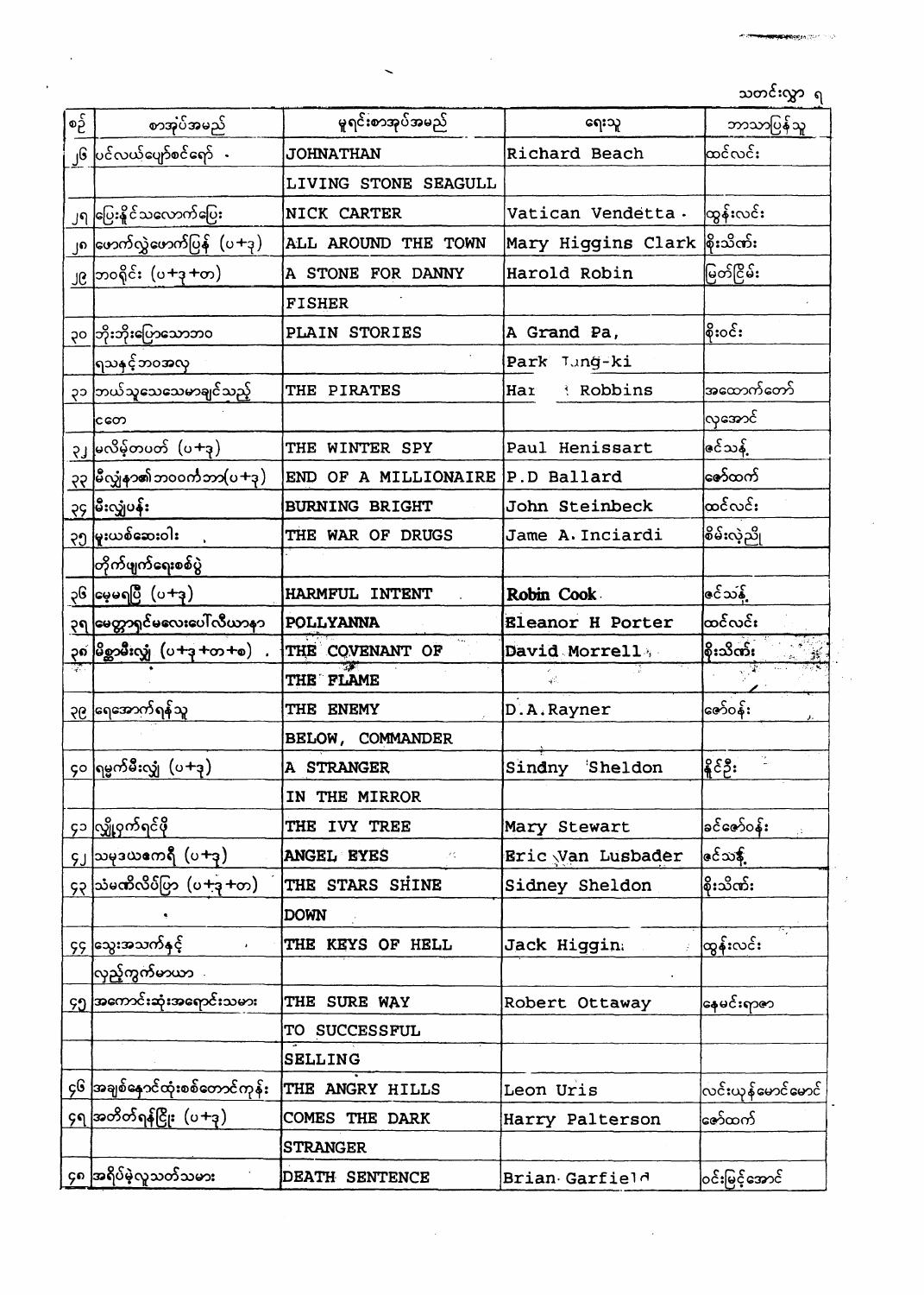| စဉ် | စာအုပ်အမည် | မူရင်းစာအုပ်အမည် | ရေးသူ | ဘာသာပြန်သူ |
|---|---|---|---|---|
| ၂၆ | ပင်လယ်ပျော်စင်ရော် | JOHNATHAN LIVING STONE SEAGULL | Richard Beach | ထင်လင်း |
| ၂၇ | ပြေးနိုင်သလောက်ပြေး | NICK CARTER | Vatican Vendetta | ထွန်းလင်း |
| ၂၈ | ဖောက်လွဲဖောက်ပြန် (ပ+၃) | ALL AROUND THE TOWN | Mary Higgins Clark | စိုးသိဏ်း |
| ၂၉ | ဘဝရိုင်း (ပ+၃+တ) | A STONE FOR DANNY FISHER | Harold Robin | မြတ်ငြိမ်း |
| ၃၀ | ဘိုးဘိုးပြောသောဘဝရသနှင့်ဘဝအလှ | PLAIN STORIES | A Grand Pa, Park Tung-ki | စိုးဝင်း |
| ၃၁ | ဘယ်သူသေသေမာချင်သည့်ငတေ | THE PIRATES | Har Robbins | အထောက်တော်လှအောင် |
| ၃၂ | မလိမ့်တပတ် (ပ+၃) | THE WINTER SPY | Paul Henissart | ဇင်သန့် |
| ၃၃ | မီလျံနာ၏ဘဝဝက်ဘဲ(ပ+၃) | END OF A MILLIONAIRE | P.D Ballard | ဇော်ထက် |
| ၃၄ | မီးလျှံပန်း | BURNING BRIGHT | John Steinbeck | ထင်လင်း |
| ၃၅ | မူးယစ်ဆေးဝါးတိုက်ဖျက်ရေးစစ်ပွဲ | THE WAR OF DRUGS | Jame A. Inciardi | စိမ်းလဲ့ညို |
| ၃၆ | မေမရပြီ (ပ+၃) | HARMFUL INTENT | Robin Cook | ဇင်သန့် |
| ၃၇ | မေတ္တာရှင်မလေးပေါလီယာနာ | POLLYANNA | Eleanor H Porter | ထင်လင်း |
| ၃၈ | မိစ္ဆာမီးလျှံ (ပ+၃+တ+စ) | THE COVENANT OF THE FLAME | David Morrell | စိုးသိဏ်း |
| ၃၉ | ရေအောက်ရန်သူ | THE ENEMY BELOW, COMMANDER | D.A.Rayner | ဇော်ဝန်း |
| ၄၀ | ရှမှက်မီးလျှံ (ပ+၃) | A STRANGER IN THE MIRROR | Sindny Sheldon | နိုင်ဦး |
| ၄၁ | လျှို့ဝှက်ရင်ဖို | THE IVY TREE | Mary Stewart | ခင်ဇော်ဝန်း |
| ၄၂ | သမုဒယကေရီ (ပ+၃) | ANGEL EYES | Eric Van Lusbader | ဇင်သန့် |
| ၄၃ | သံမဏိလိပ်ပြာ (ပ+၃+တ) | THE STARS SHINE DOWN | Sidney Sheldon | စိုးသိဏ်း |
| ၄၄ | သွေးအသက်နှင့်လှည့်ကွက်မာယာ | THE KEYS OF HELL | Jack Higgins | ထွန်းလင်း |
| ၄၅ | အကောင်းဆုံးအရောင်းသမား | THE SURE WAY TO SUCCESSFUL SELLING | Robert Ottaway | နေမင်းရာဇာ |
| ၄၆ | အချစ်နောင်ထုံးစစ်တောင်ကုန်း | THE ANGRY HILLS | Leon Uris | လင်းယုန်မောင်မောင် |
| ၄၇ | အတိတ်ရန်ငြိုး (ပ+၃) | COMES THE DARK STRANGER | Harry Palterson | ဇော်ထက် |
| ၄၈ | အရိပ်မဲ့လူသတ်သမား | DEATH SENTENCE | Brian Garfield | ဝင်းမြင့်အောင် |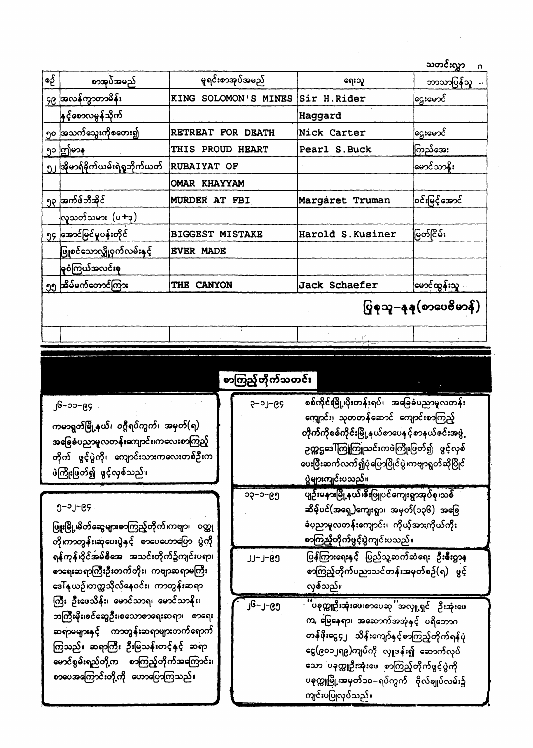| စဉ် | စာအုပ်အမည် | မူရင်းစာအုပ်အမည် | ရေးသူ | ဘာသာပြန်သူ |
|---|---|---|---|---|
| ၄၉ | အလန်ကွာတာမိန်း | KING SOLOMON'S MINES | Sir H.Rider | ငွေမောင် |
| | နှင့်ဇောလမွန်သိုက် | | Haggard | |
| ၅၀ | အသက်သွေးကိုစတေး၍ | RETREAT FOR DEATH | Nick Carter | ငွေမောင် |
| ၅၁ | ဤမာန | THIS PROUD HEART | Pearl S.Buck | ကြည်အေး |
| ၅၂ | အိုမာရ်ခိုက်ယမ်းရဲ့ရှုဘိုက်ယတ် | RUBAIYAT OF | | မောင်သာနိုး |
| | | OMAR KHAYYAM | | |
| ၅၃ | အက်ဖ်ဘီအိုင် | MURDER AT FBI | Margaret Truman | ဝင်းမြင့်အောင် |
| | လူသတ်သမား (ပ+၃) | | | |
| ၅၄ | အောင်မြင်မှုပန်းတိုင် | BIGGEST MISTAKE | Harold S.Kusiner | မြတ်ငြိမ်း |
| | ဖြူစင်သောလျှို့ဝှက်လမ်းနှင့် | EVER MADE | | |
| | မှုဝံကြယ်အလင်းစု | | | |
| ၅၅ | အိမ်မက်တောင်ကြား | THE CANYON | Jack Schaefer | မောင်ထွန်းသူ |

**ပြုစုသူ–နနု(စာပေဗိမာန်)**

## စာကြည့်တိုက်သတင်း

၂၆–၁၁–၉၄

ကမာရွတ်မြို့နယ်၊ ဝဂ္ဂီရပ်ကွက်၊ အမှတ်(ရ) အခြေခံပညာမူလတန်းကျောင်း၊ကလေးစာကြည့်တိုက် ဖွင့်ပွဲကို၊ ကျောင်းသားကလေးတစ်ဦးက ဖဲကြိုးဖြတ်၍ ဖွင့်လှစ်သည်။

၅–၁၂–၉၄

ဖြူးမြို့၊မိတ်ဆွေများစာကြည့်တိုက်၊ကဗျာ၊ ဝတ္ထုတိုကာတွန်းဆုပေးပွဲနှင့် စာပေဟောပြောပွဲကို ရန်ကုန်၊ဗိုင်အမ်စီအေ အသင်းတိုက်၌ကျင်းပရာ၊ စာရေးဆရာကြီးဦးတက်တိုး၊ ကဗျာဆရာမကြီး ဒေါ်နယဉ်၊တက္ကသိုလ်နေဝင်း၊ ကာတွန်းဆရာကြီး ဦးဖေသိန်း၊ မောင်သာရ၊ မောင်သာနိုး၊ ဘကြီးမိုး၊ခင်ဆွေဦး၊စသောစာရေးဆရာ၊ စာရေးဆရာမများနှင့် ကာတွန်းဆရာများတက်ရောက်ကြသည်။ ဆရာကြီး ဦးမြသန်းတင့်နှင့် ဆရာမောင်စွမ်းရည်တို့က စာကြည့်တိုက်အကြောင်း၊ စာပေအကြောင်းတို့ကို ဟောပြောကြသည်။

၃–၁၂–၉၄

စစ်ကိုင်းမြို့၊ပိုးတန်းရပ်၊ အခြေခံပညာမူလတန်းကျောင်း၊ သုတတန်ဆောင် ကျောင်းစာကြည့်တိုက်ကိုစစ်ကိုင်းမြို့နယ်စာပေနှင့်စာနယ်ဇင်းအဖွဲ့ ဥက္ကဋ္ဌဒေါ်ကြူကြူသင်းကဖဲကြိုးဖြတ်၍ ဖွင့်လှစ်ပေးပြီးဆက်လက်၍ပုံပြောပြိုင်ပွဲ၊ကဗျာရွတ်ဆိုပြိုင်ပွဲများကျင်းပသည်။

၁၃–၁–၉၅

ပျဉ်းမနားမြို့နယ်၊ဇီးဖြူပင်ကျေးရွာအုပ်စု၊သစ်ဆိမ့်ပင်(အရှေ့)ကျေးရွာ၊ အမှတ်(၁၃၆) အခြေခံပညာမူလတန်းကျောင်း၊ ကိုယ့်အားကိုယ်ကိုး စာကြည့်တိုက်ဖွင့်ပွဲကျင်းပသည်။

၂၂–၂–၉၅

ပြန်ကြားရေးနှင့် ပြည်သူ့ဆက်ဆံရေး ဦးစီးဌာန စာကြည့်တိုက်ပညာသင်တန်းအမှတ်စဉ်(ရ) ဖွင့်လှစ်သည်။

၂၆–၂–၉၅

"ပခုက္ကူဦးအုံးဖေ၊စာပေဆု"အလှူရှင် ဦးအုံးဖေက၊ ဖြေနေရာ၊ အဆောက်အအုံနှင့် ပရိဘောဂတန်ဖိုးငွေ၄၂ သိန်းကျော်နှင့်စာကြည့်တိုက်ရန်ပုံငွေ(၉၀၁၂၅၈)ကျပ်ကို လှူဒါန်း၍ ဆောက်လုပ်သော ပခုက္ကူဦးအုံးဖေ စာကြည့်တိုက်ဖွင့်ပွဲကို ပခုက္ကူမြို့၊အမှတ်၁၀–ရပ်ကွက် ဗိုလ်ချုပ်လမ်း၌ကျင်းပပြုလုပ်သည်။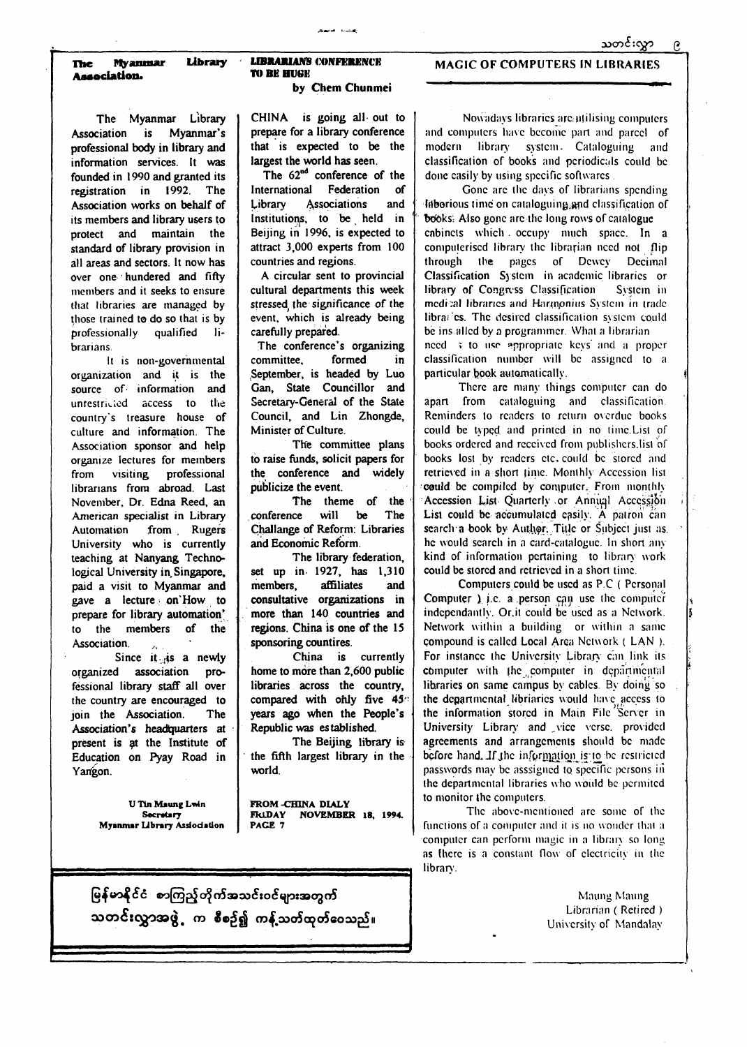## The Myanmar Library Association.

The Myanmar Library Association is Myanmar's professional body in library and information services. It was founded in 1990 and granted its registration in 1992. The Association works on behalf of its members and library users to protect and maintain the standard of library provision in all areas and sectors. It now has over one hundered and fifty members and it seeks to ensure that libraries are managed by those trained to do so that is by professionally qualified librarians.

It is non-governmental organization and it is the source of information and unrestricted access to the country's treasure house of culture and information. The Association sponsor and help organize lectures for members from visiting professional librarians from abroad. Last November, Dr. Edna Reed, an American specialist in Library Automation from Rugers University who is currently teaching at Nanyang Technological University in Singapore, paid a visit to Myanmar and gave a lecture on'How to prepare for library automation' to the members of the Association.

Since it is a newly organized association professional library staff all over the country are encouraged to join the Association. The Association's headquarters at present is at the Institute of Education on Pyay Road in Yangon.

**U Tin Maung Lwin**
**Secretary**
**Myanmar Library Association**

## LIBRARIANS CONFERENCE TO BE HUGE

**by Chem Chunmei**

CHINA is going all out to prepare for a library conference that is expected to be the largest the world has seen.

The 62nd conference of the International Federation of Library Associations and Institutions, to be held in Beijing in 1996, is expected to attract 3,000 experts from 100 countries and regions.

A circular sent to provincial cultural departments this week stressed the significance of the event, which is already being carefully prepared.

The conference's organizing committee, formed in September, is headed by Luo Gan, State Councillor and Secretary-General of the State Council, and Lin Zhongde, Minister of Culture.

The committee plans to raise funds, solicit papers for the conference and widely publicize the event.

The theme of the conference will be The Challange of Reform: Libraries and Economic Reform.

The library federation, set up in 1927, has 1,310 members, affiliates and consultative organizations in more than 140 countries and regions. China is one of the 15 sponsoring countires.

China is currently home to more than 2,600 public libraries across the country, compared with only five 45 years ago when the People's Republic was established.

The Beijing library is the fifth largest library in the world.

**FROM -CHINA DIALY**
**FRIDAY NOVEMBER 18, 1994.**
**PAGE 7**

## MAGIC OF COMPUTERS IN LIBRARIES

Nowadays libraries are utilising computers and computers have become part and parcel of modern library system. Cataloguing and classification of books and periodicals could be done easily by using specific softwares.

Gone are the days of librarians spending laborious time on cataloguing and classification of books. Also gone are the long rows of catalogue cabinets which occupy much space. In a computerised library the librarian need not flip through the pages of Dewey Decimal Classification System in academic libraries or library of Congress Classification System in medical libraries and Harmonius System in trade libraries. The desired classification system could be installed by a programmer. What a librarian need is to use appropriate keys and a proper classification number will be assigned to a particular book automatically.

There are many things computer can do apart from cataloguing and classification. Reminders to readers to return overdue books could be typed and printed in no time.List of books ordered and received from publishers.list of books lost by readers etc. could be stored and retrieved in a short time. Monthly Accession list could be compiled by computer. From monthly Accession List Quarterly or Annual Accession List could be accumulated easily. A patron can search a book by Author, Title or Subject just as he would search in a card-catalogue. In short any kind of information pertaining to library work could be stored and retrieved in a short time.

Computers could be used as P.C ( Personal Computer ) i.e. a person can use the computer independantly. Or it could be used as a Network. Network within a building or within a same compound is called Local Area Network ( LAN ). For instance the University Library can link its computer with the computer in departmental libraries on same campus by cables. By doing so the departmental libraries would have access to the information stored in Main File Server in University Library and vice verse. provided agreements and arrangements should be made before hand. If the information is to be restricted passwords may be asssigned to specific persons in the departmental libraries who would be permited to monitor the computers.

The above-mentioned are some of the functions of a computer and it is no wonder that a computer can perform magic in a library so long as there is a constant flow of electricity in the library.

Maung Maung
Librarian ( Retired )
University of Mandalay

မြန်မာနိုင်ငံ စာကြည့်တိုက်အသင်းဝင်များအတွက် သတင်းလွှာအဖွဲ့ က စီစဉ်၍ ကန့်သတ်ထုတ်ဝေသည်။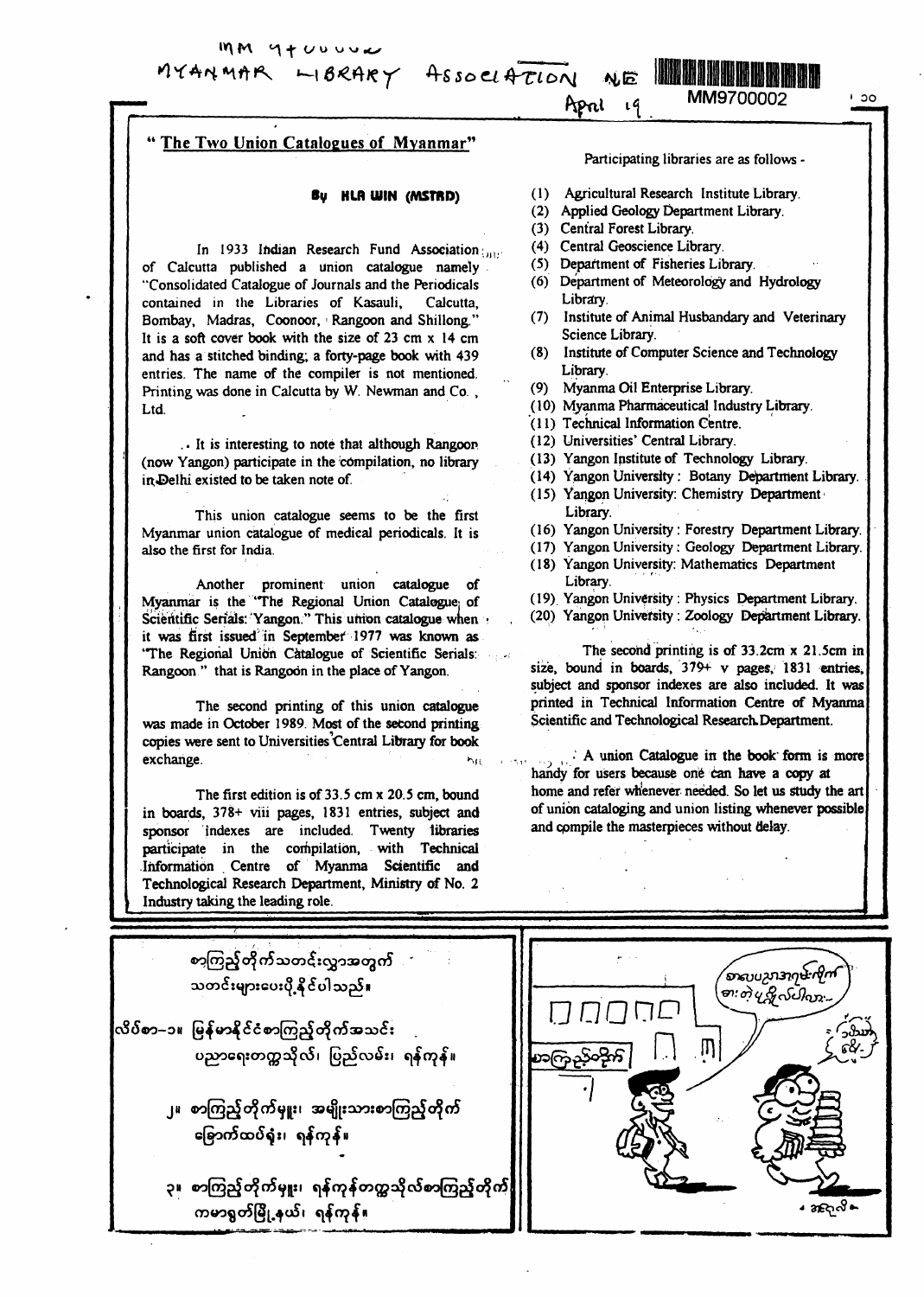MM 97000002

MYANMAR LIBRARY ASSOCIATION NL

April 19

## "The Two Union Catalogues of Myanmar"

**By HLA WIN (MSTRD)**

In 1933 Indian Research Fund Association of Calcutta published a union catalogue namely "Consolidated Catalogue of Journals and the Periodicals contained in the Libraries of Kasauli, Calcutta, Bombay, Madras, Coonoor, Rangoon and Shillong." It is a soft cover book with the size of 23 cm x 14 cm and has a stitched binding; a forty-page book with 439 entries. The name of the compiler is not mentioned. Printing was done in Calcutta by W. Newman and Co., Ltd.

It is interesting to note that although Rangoon (now Yangon) participate in the compilation, no library in Delhi existed to be taken note of.

This union catalogue seems to be the first Myanmar union catalogue of medical periodicals. It is also the first for India.

Another prominent union catalogue of Myanmar is the "The Regional Union Catalogue of Scientific Serials: Yangon." This union catalogue when it was first issued in September 1977 was known as "The Regional Union Catalogue of Scientific Serials: Rangoon" that is Rangoon in the place of Yangon.

The second printing of this union catalogue was made in October 1989. Most of the second printing copies were sent to Universities Central Library for book exchange.

The first edition is of 33.5 cm x 20.5 cm, bound in boards, 378+ viii pages, 1831 entries, subject and sponsor indexes are included. Twenty libraries participate in the compilation, with Technical Information Centre of Myanma Scientific and Technological Research Department, Ministry of No. 2 Industry taking the leading role.

Participating libraries are as follows -

(1) Agricultural Research Institute Library.
(2) Applied Geology Department Library.
(3) Central Forest Library.
(4) Central Geoscience Library.
(5) Department of Fisheries Library.
(6) Department of Meteorology and Hydrology Library.
(7) Institute of Animal Husbandary and Veterinary Science Library.
(8) Institute of Computer Science and Technology Library.
(9) Myanma Oil Enterprise Library.
(10) Myanma Pharmaceutical Industry Library.
(11) Technical Information Centre.
(12) Universities' Central Library.
(13) Yangon Institute of Technology Library.
(14) Yangon University: Botany Department Library.
(15) Yangon University: Chemistry Department Library.
(16) Yangon University: Forestry Department Library.
(17) Yangon University: Geology Department Library.
(18) Yangon University: Mathematics Department Library.
(19) Yangon University: Physics Department Library.
(20) Yangon University: Zoology Department Library.

The second printing is of 33.2cm x 21.5cm in size, bound in boards, 379+ v pages, 1831 entries, subject and sponsor indexes are also included. It was printed in Technical Information Centre of Myanma Scientific and Technological Research Department.

A union Catalogue in the book form is more handy for users because one can have a copy at home and refer whenever needed. So let us study the art of union cataloging and union listing whenever possible and compile the masterpieces without delay.

---

စာကြည့်တိုက်သတင်းလွှာအတွက် သတင်းများပေးပို့နိုင်ပါသည်။

လိပ်စာ–၁။ မြန်မာနိုင်ငံစာကြည့်တိုက်အသင်း ပညာရေးတက္ကသိုလ်၊ ပြည်လမ်း၊ ရန်ကုန်။

၂။ စာကြည့်တိုက်မှူး၊ အမျိုးသားစာကြည့်တိုက် ခြောက်ထပ်ရုံး၊ ရန်ကုန်။

၃။ စာကြည့်တိုက်မှူး၊ ရန်ကုန်တက္ကသိုလ်စာကြည့်တိုက် ကမာရွတ်မြို့နယ်၊ ရန်ကုန်။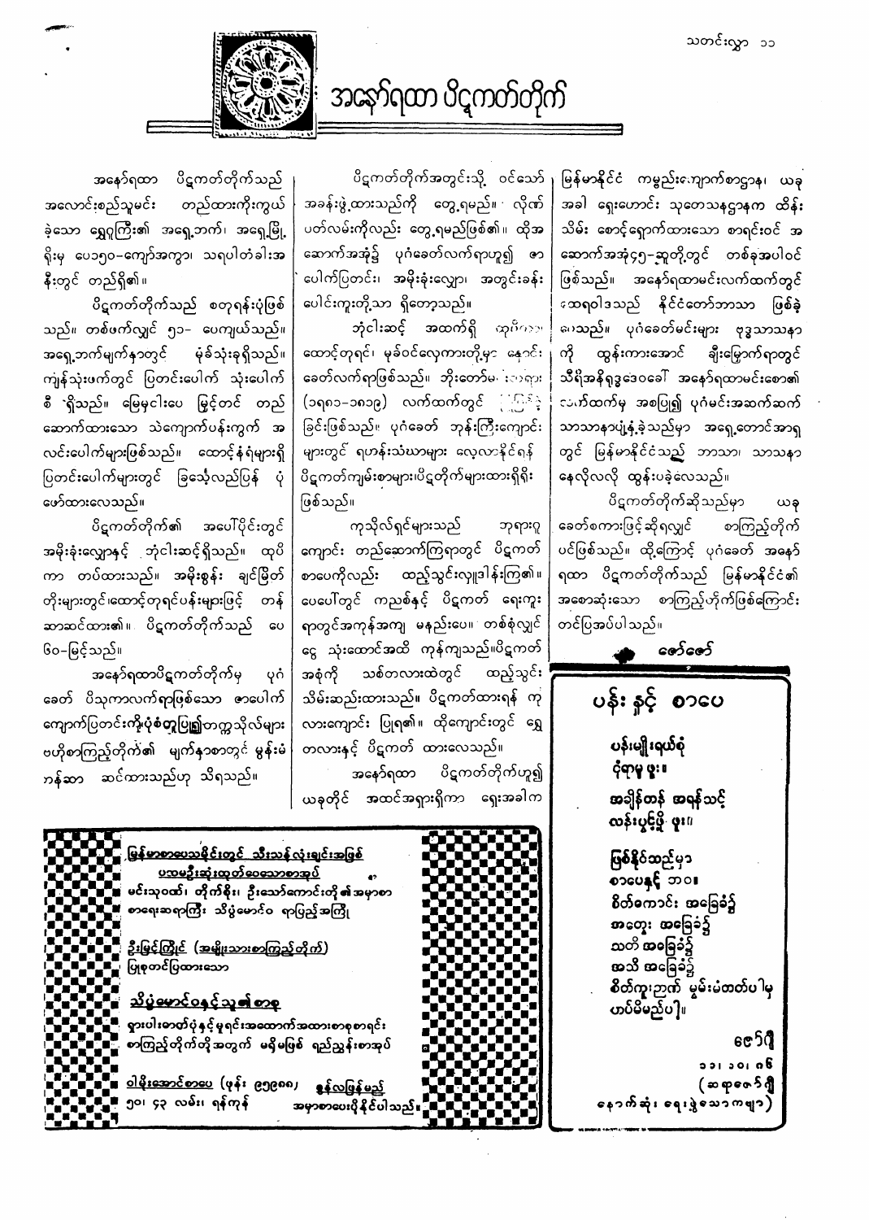# အနော်ရထာ ပိဋကတ်တိုက်

အနော်ရထာ ပိဋကတ်တိုက်သည် အလောင်းစည်သူမင်း တည်ထားကိုးကွယ်ခဲ့သော ရွှေဂူကြီး၏ အရှေ့ဘက်၊ အရှေ့မြို့ရိုးမှ ပေ၁၅၀-ကျော်အကွာ၊ သရပါတံခါးအနီးတွင် တည်ရှိ၏။

ပိဋကတ်တိုက်သည် စတုရန်းပုံဖြစ်သည်။ တစ်ဖက်လျှင် ၅၁- ပေကျယ်သည်။ အရှေ့ဘက်မျက်နှာတွင် မုခ်သုံးခုရှိသည်။ ကျန်သုံးဖက်တွင် ပြတင်းပေါက် သုံးပေါက်စီ ရှိသည်။ မြေမှငါးပေ မြင့်တင် တည်ဆောက်ထားသော သဲကျောက်ပန်းကွက် အလင်းပေါက်များဖြစ်သည်။ ထောင့်နံရံများရှိ ပြတင်းပေါက်များတွင် ခြသေ့်လည်ပြန် ပုံဖော်ထားလေသည်။

ပိဋကတ်တိုက်၏ အပေါ်ပိုင်းတွင် အမိုးခုံးလျှောနှင့် ဘုံငါးဆင့်ရှိသည်။ ထုပိကာ တပ်ထားသည်။ အမိုးစွန်း ချင်မြိတ်တိုးများတွင်ထောင့်တုရင်ပန်းများဖြင့် တန်ဆာဆင်ထား၏။ ပိဋကတ်တိုက်သည် ပေ ၆၀-မြင့်သည်။

အနော်ရထာပိဋကတ်တိုက်မှ ပုဂံခေတ် ပိသုကာလက်ရာဖြစ်သော ဓာပေါက်ကျောက်ပြတင်းကိုးပုံစံတူပြု၍တက္ကသိုလ်များ ဗဟိုစာကြည့်တိုက်၏ မျက်နှာစာတွင် မွန်းမံကန်ဆာ ဆင်ထားသည်ဟု သိရသည်။

ပိဋကတ်တိုက်အတွင်းသို့ ဝင်သော် အခန်းဖွဲ့ထားသည်ကို တွေ့ရမည်။ လိုဏ်ပတ်လမ်းကိုလည်း တွေ့ရမည်ဖြစ်၏။ ထိုအဆောက်အအုံ၌ ပုဂံခေတ်လက်ရာဟူ၍ ဓာပေါက်ပြတင်း၊ အမိုးခုံးလျှော၊ အတွင်းခန်းပေါင်းကူးတို့သာ ရှိတော့သည်။

ဘုံငါးဆင့် အထက်ရှိ ထုပိကာ ထောင့်တုရင်၊ မုခ်ဝင်လှေကားတို့မှာ နောင်ခေတ်လက်ရာဖြစ်သည်။ ဘိုးတော်မင်း လက်ထက် (၁၇၈၁-၁၈၁၉) လက်ထက်တွင် ပြင်ခြင်းဖြစ်သည်။ ပုဂံခေတ် ဘုန်းကြီးကျောင်းများတွင် ရဟန်းသံဃာများ လေ့လာနိုင်ရန် ပိဋကတ်ကျမ်းစာများပိဋကတ်တိုက်များထားရှိခြင်းဖြစ်သည်။

ကုသိုလ်ရှင်များသည် ဘုရားဂူကျောင်း တည်ဆောက်ကြရာတွင် ပိဋကတ်စာပေကိုလည်း ထည့်သွင်းလှူဒါန်းကြ၏။ ပေပေါ်တွင် ကညစ်နှင့် ပိဋကတ် ရေးကူးရာတွင်အကုန်အကျ မနည်းပေ။ တစ်စုံလျှင် ငွေ သုံးထောင်အထိ ကုန်ကျသည်။ပိဋကတ်အစုံကို သစ်တလားထဲတွင် ထည့်သွင်းသိမ်းဆည်းထားသည်။ ပိဋကတ်ထားရန် ကုလားကျောင်း ပြုရ၏။ ထိုကျောင်းတွင် ရွှေတလားနှင့် ပိဋကတ် ထားလေသည်။

အနော်ရထာ ပိဋကတ်တိုက်ဟူ၍ ယခုတိုင် အထင်အရှားရှိကာ ရှေးအခါက မြန်မာနိုင်ငံ ကမ္ဘာ့ကျော်စာဌာန၊ ယခုအခါ ရှေးဟောင်း သုတေသနဌာနက ထိန်းသိမ်း စောင့်ရှောက်ထားသော စာရင်းဝင် အဆောက်အအုံ၄၅-ဆူတို့တွင် တစ်ခုအပါဝင်ဖြစ်သည်။ အနော်ရထာမင်းလက်ထက်တွင် ထေရဝါဒသည် နိုင်ငံတော်ဘာသာ ဖြစ်ခဲ့လေသည်။ ပုဂံခေတ်မင်းများ ဗုဒ္ဓသာသနာကို ထွန်းကားအောင် ချီးမြှောက်ရာတွင် သီရိအနိရုဒ္ဓဒေဝခေါ် အနော်ရထာမင်းစော၏ လက်ထက်မှ အစပြု၍ ပုဂံမင်းအဆက်ဆက် သာသနာပြုနှံ့ခဲ့သည်မှာ အရှေ့တောင်အာရှတွင် မြန်မာနိုင်ငံသည် ဘာသာ၊ သာသနာ နေလိုလလို ထွန်းပခဲ့လေသည်။

ပိဋကတ်တိုက်ဆိုသည်မှာ ယခုခေတ်စကားဖြင့်ဆိုရလျှင် စာကြည့်တိုက်ပင်ဖြစ်သည်။ ထို့ကြောင့် ပုဂံခေတ် အနော်ရထာ ပိဋကတ်တိုက်သည် မြန်မာနိုင်ငံ၏ အစောဆုံးသော စာကြည့်တိုက်ဖြစ်ကြောင်း တင်ပြအပ်ပါသည်။

**ဇော်ဇော်**

## ပန်း နှင့် စာပေ

**ပန်းမျိုးရယ်စုံ**
**ငုံရာမှ ဖူး။**

**အချိန်တန် အရန်သင့်**
**လန်းပွင့်မို့ ဖူး။**

**ဖြစ်နိုင်ထည်မှာ**
**စာပေနှင့် ဘဝ။**
**စိတ်ကောင်း အခြေခံ၍**
**အတွေး အခြေခံ၍**
**သတိ အခြေခံ၍**
**အသိ အခြေခံ၍**
**စိတ်ကူးဉာဏ် မွမ်းမံတတ်ပါမှ**
**ဟပ်မိမည်ပါ။**

**ဇော်ဂျီ**
**၁၁၊ ၁၀၊ ၈၆**
**(ဆရာဇော်ဂျီ**
**နောက်ဆုံး ရေးခဲ့သောကဗျာ)**

---

**<u>မြန်မာစာပေသမိုင်းတွင် သီးသန့်လုံးချင်းအဖြစ်</u>**
**<u>ပထမဦးဆုံးထုတ်ဝေသောစာအုပ်</u>**

မင်းသုဝဏ်၊ တိုက်စိုး၊ ဦးသော်ကောင်းတို့၏ အမှာစာ
စာရေးဆရာကြီး သိပ္ပံမောင်ဝ ရာပြည့်အကြို

**<u>ဦးမြင့်ကြိုင် (အမျိုးသားစာကြည့်တိုက်)</u>**
ပြုစုတင်ပြထားသော

**<u>သိပ္ပံမောင်ဝနှင့်သူ၏စာစု</u>**

ရှားပါးဓာတ်ပုံနှင့်မှုရင်းအထောက်အထားစာစုစာရင်း
စာကြည့်တိုက်တို့အတွက် မရှိမဖြစ် ရည်ညွှန်းစာအုပ်

**<u>ဝါမိုးအောင်စာပေ</u>** (ဖုန်း ၉၁၉၈၈၈) **<u>နွန်လဖြန့်မည်</u>**
၅၀၊ ၄၃ လမ်း၊ ရန်ကုန် **အမှာစာပေးပို့နိုင်ပါသည်။**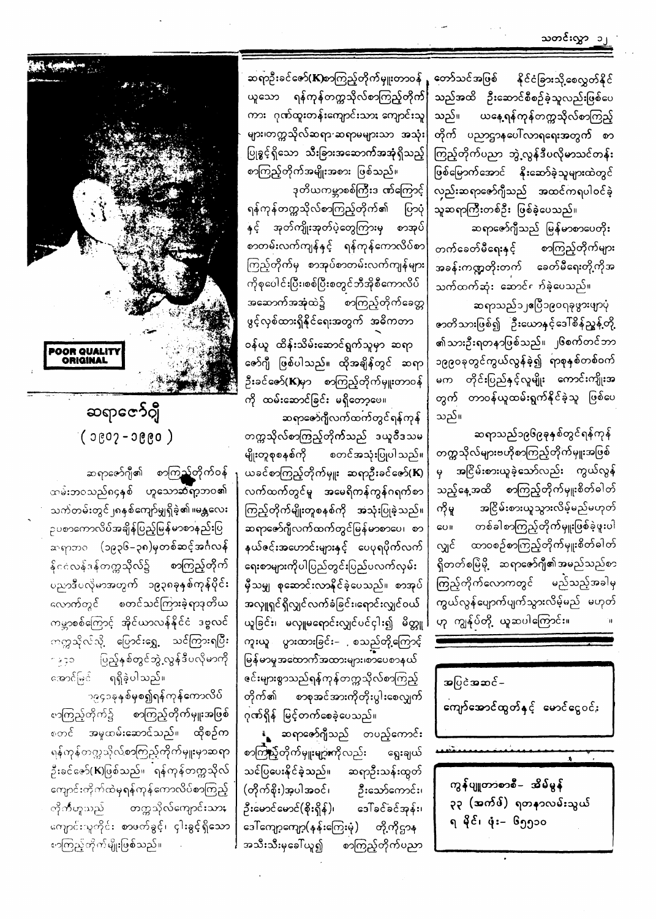POOR QUALITY ORIGINAL

# ဆရာဇော်ဂျီ

( ၁၉၀၇ - ၁၉၉၀ )

ဆရာဇော်ဂျီ၏ စာကြည့်တိုက်ဝန်ထမ်းဘဝသည်ဂဇနစ် ဟူသောဆိုးရာဘဝ၏ သက်တမ်းတွင် ၂၈နှစ်ကျော်မျှရှိခဲ့၏။ မန္တလေး ဥပစာကောလိပ်အချိန်ပြည့်မြန်မာစာနည်းပြ ဆရာဘဝ (၁၉၃၆-၃၈)မှတစ်ဆင့်အင်္ဂလန်နိုင်ငံလန်ဒန်တက္ကသိုလ်၌ စာကြည့်တိုက်ပညာဒီပလိုမာအတွက် ၁၉၃၈ခုနှစ်ကုန်ပိုင်းလောက်တွင် စတင်သင်ကြားခဲ့ရာဒုတိယကမ္ဘာစစ်ကြောင့် အိုင်ယာလန်နိုင်ငံ ဒဗ္ဗလင်တက္ကသိုလ်သို့ ပြောင်းရွှေ့ သင်ကြားရပြီး ၁၉၃၉ ပြည့်နှစ်တွင်ဘွဲ့လွန်ဒီပလိုမာကို အောင်မြင် ရရှိခဲ့ပါသည်။

၁၉၄၁ခုနှစ်မှစ၍ရန်ကုန်ကောလိပ်စာကြည့်တိုက်၌ စာကြည့်တိုက်မှူးအဖြစ်စတင် အမှုထမ်းဆောင်သည်။ ထိုစဉ်က ရန်ကုန်တက္ကသိုလ်စာကြည့်တိုက်မှူးမှာဆရာဦးခင်ဇော်(K)ဖြစ်သည်။ ရန်ကုန်တက္ကသိုလ်ကျောင်းကိုက်ထဲမှရန်ကုန်ကောလိပ်စာကြည့်တိုက်ဟူသည် တက္ကသိုလ်ကျောင်းသားကျောင်းသူကိုင်း စာဖတ်ခွင့်၊ ငှါးခွင့်ရှိသောစာကြည့်တိုက်မျိုးဖြစ်သည်။

ဆရာဦးခင်ဇော်(K)စာကြည့်တိုက်မှူးတာဝန်ယူသော ရန်ကုန်တက္ကသိုလ်စာကြည့်တိုက်ကား ဂုဏ်ထူးတန်းကျောင်းသား ကျောင်းသူများ၊တက္ကသိုလ်ဆရာ၊ဆရာမများသာ အသုံးပြုခွင့်ရှိသော သီးခြားအဆောက်အအုံရှိသည့် စာကြည့်တိုက်အမျိုးအစား ဖြစ်သည်။

ဒုတိယကမ္ဘာစစ်ကြီးဒဏ်ကြောင့် ရန်ကုန်တက္ကသိုလ်စာကြည့်တိုက်၏ ပြာပုံနှင့် အုတ်ကျိုးအုတ်ပဲ့တွေကြားမှ စာအုပ်စာတမ်းလက်ကျန်နှင့် ရန်ကုန်ကောလိပ်စာကြည့်တိုက်မှ စာအုပ်စာတမ်းလက်ကျန်များကိုစုပေါင်းပြီးစစ်ပြီးစတွင်ဘီအိုစီကောလိပ်အဆောက်အအုံထဲ၌ စာကြည့်တိုက်ခေတ္တဖွင့်လှစ်ထားရှိနိုင်ရေးအတွက် အဓိကတာဝန်ယူ ထိန်းသိမ်းဆောင်ရွက်သူမှာ ဆရာဇော်ဂျီ ဖြစ်ပါသည်။ ထိုအချိန်တွင် ဆရာဦးခင်ဇော်(K)မှာ စာကြည့်တိုက်မှူးတာဝန်ကို ထမ်းဆောင်ခြင်း မရှိတော့ပေ။

ဆရာဇော်ဂျီလက်ထက်တွင်ရန်ကုန်တက္ကသိုလ်စာကြည့်တိုက်သည် ဒယူဝီဒသမမျိုးတူစုစနစ်ကို စတင်အသုံးပြုပါသည်။ ယခင်စာကြည့်တိုက်မှူး ဆရာဦးခင်ဇော်(K)လက်ထက်တွင်မူ အမေရိကန်ကွန်ဂရက်စာကြည့်တိုက်မျိုးတူစုစနစ်ကို အသုံးပြုခဲ့သည်။ ဆရာဇော်ဂျီလက်ထက်တွင်မြန်မာပေ၊ စာနယ်ဇင်းအဟောင်းများနှင့် ပေပုရပိုက်လက်ရေးစာများကိုပါပြည်တွင်းပြည်ပလက်လှမ်းမီသမျှ စုဆောင်းလာနိုင်ခဲ့သည်။ စာအုပ်အလှူရှင်ရှိလျှင်လက်ခံခြင်း၊ရောင်းလျှင်ဝယ်ယူခြင်း၊ မလှူမရောင်းလျှင်ပင်ငှါး၍ မိတ္တူကူးယူ ပွားထားခြင်း- စသည်တို့ကြောင့် မြန်မာမှုအထောက်အထားများ၊စာပေစာနယ်ဇင်းများစွာသည်ရန်ကုန်တက္ကသိုလ်စာကြည့်တိုက်၏ စာစုအင်အားကိုတိုးပွါးစေလျှက် ဂုဏ်ရှိန် မြင့်တက်စေခဲ့ပေသည်။

ဆရာဇော်ဂျီသည် တပည့်ကောင်းစာကြည့်တိုက်မှူးများကိုလည်း ရွေးချယ်သင်ပြပေးနိုင်ခဲ့သည်။ ဆရာဦးသန်းထွတ်(တိုက်စိုး)အပါအဝင်၊ ဦးသော်ကောင်း၊ ဦးမောင်မောင်(စိုးရိန်)၊ ဒေါ်ခင်ခင်အုန်း၊ ဒေါ်ကျော့ကျော့(နန်းကြေးမုံ) တို့ကိုဥဒါဟရုဏ်အနေဖြင့်ပြနိုင်ပါသည်။ ဤသူတို့သည် အသီးသီးမှခေါ်ယူ၍ စာကြည့်တိုက်ပညာတော်သင်အဖြစ် နိုင်ငံခြားသို့စေလွှတ်နိုင်သည်အထိ ဦးဆောင်စီစဉ်ခဲ့သူလည်းဖြစ်ပေသည်။ ယနေ့ရန်ကုန်တက္ကသိုလ်စာကြည့်တိုက် ပညာဌာနပေါ်လာရေးအတွက် စာကြည့်တိုက်ပညာ ဘွဲ့လွန်ဒီပလိုမာသင်တန်းဖြစ်မြောက်အောင် နိုးဆော်ခဲ့သူများထဲတွင်လည်းဆရာဇော်ဂျီသည် အထင်ကရပါဝင်ခဲ့သူဆရာကြီးတစ်ဦး ဖြစ်ခဲ့ပေသည်။

ဆရာဇော်ဂျီသည် မြန်မာစာပေတိုးတက်ခေတ်မီရေးနှင့် စာကြည့်တိုက်များအခန်းကဏ္ဍတိုးတက် ခေတ်မီရေးတို့ကိုအသက်ထက်ဆုံး ဆောင်ရွက်ခဲ့ပေသည်။

ဆရာသည်၁၂၆၉ခုနှစ်တွင်ဖွားမြင်ခဲ့ဖာတိသားဖြစ်၍ ဦးယောနှင့်ဒေါ်စိန်ညွန့်တို့၏သားဦးရာဇာဖြစ်သည်။ ၂၆ဇက်တင်ဘာ ၁၉၉၀ခုတွင်ကွယ်လွန်ခဲ့၍ ရာစုနှစ်တစ်ဝက်မက တိုင်းပြည်နှင့်လူမျိုး ကောင်းကျိုးအတွက် တာဝန်ယူထမ်းရွက်နိုင်ခဲ့သူ ဖြစ်ပေသည်။

ဆရာသည်၁၉၆၉ခုနှစ်တွင်ရန်ကုန်တက္ကသိုလ်များဗဟိုစာကြည့်တိုက်မှူးအဖြစ်မှ အငြိမ်းစားယူခဲ့သော်လည်း ကွယ်လွန်သည့်နေ့အထိ စာကြည့်တိုက်မှူးစိတ်ဓါတ်ကိုမူ အငြိမ်းစားယူသွားလိမ့်မည်မဟုတ်ပေ။ တစ်ခါစာကြည့်တိုက်မှူးဖြစ်ခဲ့ဖူးပါလျှင် ထာဝစဉ်စာကြည့်တိုက်မှူးစိတ်ဓါတ်ရှိတတ်စမြဲမို့ ဆရာဇော်ဂျီ၏အမည်သည်စာကြည့်တိုက်လောကတွင် မည်သည့်အခါမှကွယ်လွန်ပျောက်ပျက်သွားလိမ့်မည် မဟုတ်ဟု ကျွန်ုပ်တို့ ယူဆပါကြောင်း။

---

အပြင်အဆင် -
ကျော်အောင်ထွတ်နှင့် မောင်ငွေဝင်း

---

ကွန်ပျူတာစာစီ - အိမ်မွန်
၃၃ (အက်ဖ်) ရတနာလမ်းသွယ်
၅ မိုင်၊ ဖုန်း- ၆၅၅၁၀